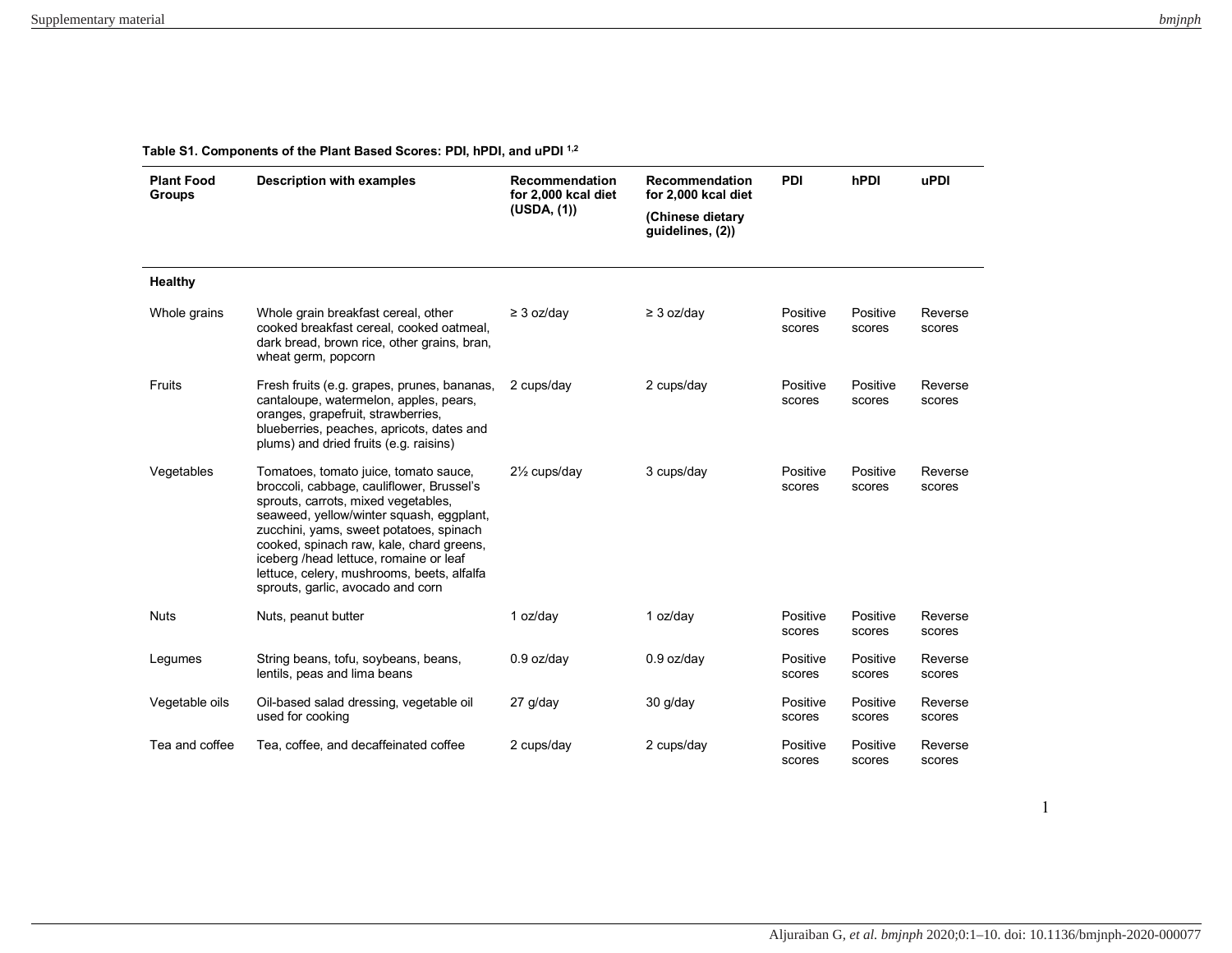**Table S1. Components of the Plant Based Scores: PDI, hPDI, and uPDI [1,2]**

| Plant Food Groups | Description with examples | Recommendation for 2,000 kcal diet (USDA, (1)) | Recommendation for 2,000 kcal diet (Chinese dietary guidelines, (2)) | PDI | hPDI | uPDI |
|---|---|---|---|---|---|---|
| **Healthy** | | | | | | |
| Whole grains | Whole grain breakfast cereal, other cooked breakfast cereal, cooked oatmeal, dark bread, brown rice, other grains, bran, wheat germ, popcorn | ≥ 3 oz/day | ≥ 3 oz/day | Positive scores | Positive scores | Reverse scores |
| Fruits | Fresh fruits (e.g. grapes, prunes, bananas, cantaloupe, watermelon, apples, pears, oranges, grapefruit, strawberries, blueberries, peaches, apricots, dates and plums) and dried fruits (e.g. raisins) | 2 cups/day | 2 cups/day | Positive scores | Positive scores | Reverse scores |
| Vegetables | Tomatoes, tomato juice, tomato sauce, broccoli, cabbage, cauliflower, Brussel's sprouts, carrots, mixed vegetables, seaweed, yellow/winter squash, eggplant, zucchini, yams, sweet potatoes, spinach cooked, spinach raw, kale, chard greens, iceberg /head lettuce, romaine or leaf lettuce, celery, mushrooms, beets, alfalfa sprouts, garlic, avocado and corn | 2½ cups/day | 3 cups/day | Positive scores | Positive scores | Reverse scores |
| Nuts | Nuts, peanut butter | 1 oz/day | 1 oz/day | Positive scores | Positive scores | Reverse scores |
| Legumes | String beans, tofu, soybeans, beans, lentils, peas and lima beans | 0.9 oz/day | 0.9 oz/day | Positive scores | Positive scores | Reverse scores |
| Vegetable oils | Oil-based salad dressing, vegetable oil used for cooking | 27 g/day | 30 g/day | Positive scores | Positive scores | Reverse scores |
| Tea and coffee | Tea, coffee, and decaffeinated coffee | 2 cups/day | 2 cups/day | Positive scores | Positive scores | Reverse scores |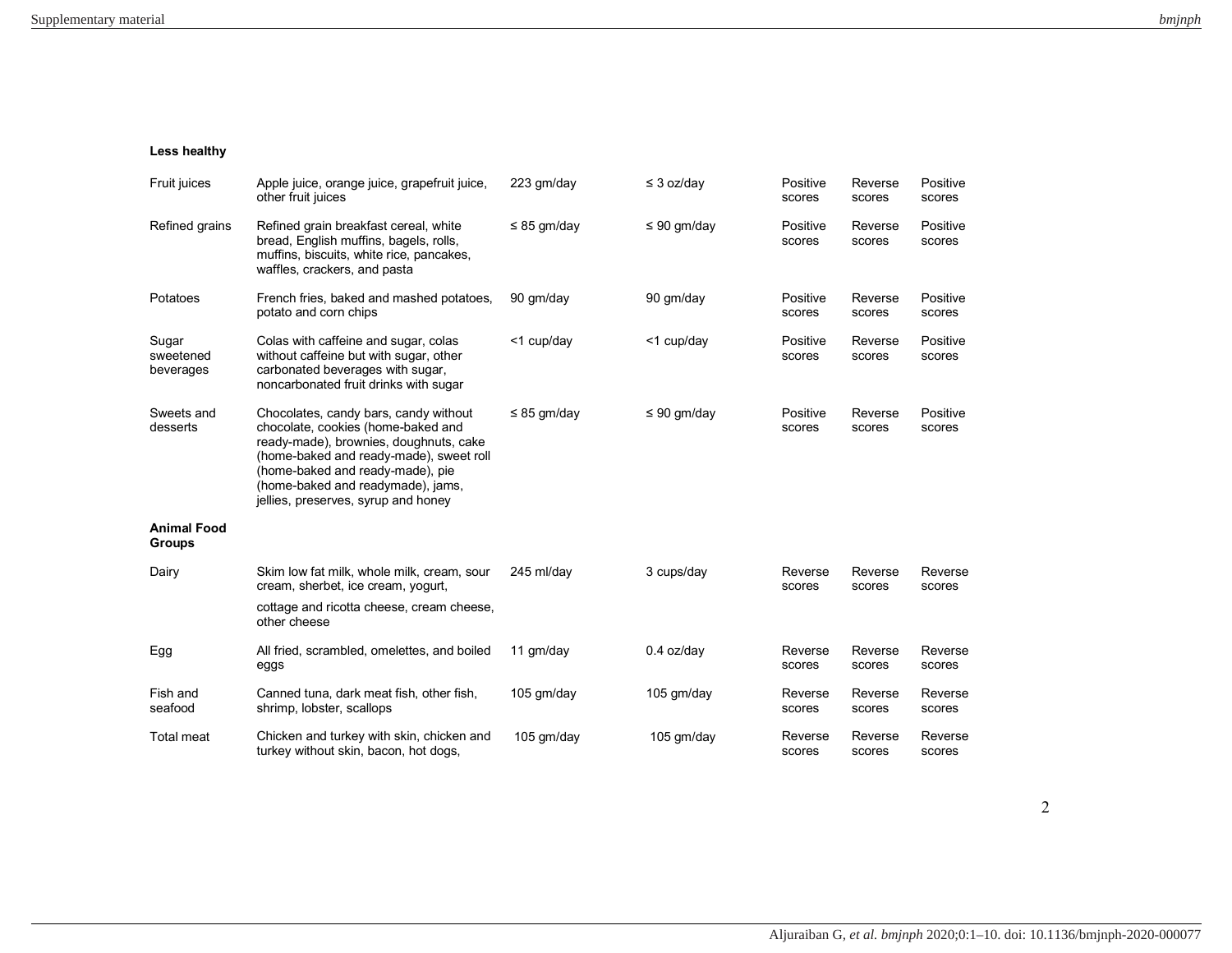| | | | | | | |
|---|---|---|---|---|---|---|
| **Less healthy** | | | | | | |
| Fruit juices | Apple juice, orange juice, grapefruit juice, other fruit juices | 223 gm/day | ≤ 3 oz/day | Positive scores | Reverse scores | Positive scores |
| Refined grains | Refined grain breakfast cereal, white bread, English muffins, bagels, rolls, muffins, biscuits, white rice, pancakes, waffles, crackers, and pasta | ≤ 85 gm/day | ≤ 90 gm/day | Positive scores | Reverse scores | Positive scores |
| Potatoes | French fries, baked and mashed potatoes, potato and corn chips | 90 gm/day | 90 gm/day | Positive scores | Reverse scores | Positive scores |
| Sugar sweetened beverages | Colas with caffeine and sugar, colas without caffeine but with sugar, other carbonated beverages with sugar, noncarbonated fruit drinks with sugar | <1 cup/day | <1 cup/day | Positive scores | Reverse scores | Positive scores |
| Sweets and desserts | Chocolates, candy bars, candy without chocolate, cookies (home-baked and ready-made), brownies, doughnuts, cake (home-baked and ready-made), sweet roll (home-baked and ready-made), pie (home-baked and readymade), jams, jellies, preserves, syrup and honey | ≤ 85 gm/day | ≤ 90 gm/day | Positive scores | Reverse scores | Positive scores |
| **Animal Food Groups** | | | | | | |
| Dairy | Skim low fat milk, whole milk, cream, sour cream, sherbet, ice cream, yogurt, cottage and ricotta cheese, cream cheese, other cheese | 245 ml/day | 3 cups/day | Reverse scores | Reverse scores | Reverse scores |
| Egg | All fried, scrambled, omelettes, and boiled eggs | 11 gm/day | 0.4 oz/day | Reverse scores | Reverse scores | Reverse scores |
| Fish and seafood | Canned tuna, dark meat fish, other fish, shrimp, lobster, scallops | 105 gm/day | 105 gm/day | Reverse scores | Reverse scores | Reverse scores |
| Total meat | Chicken and turkey with skin, chicken and turkey without skin, bacon, hot dogs, | 105 gm/day | 105 gm/day | Reverse scores | Reverse scores | Reverse scores |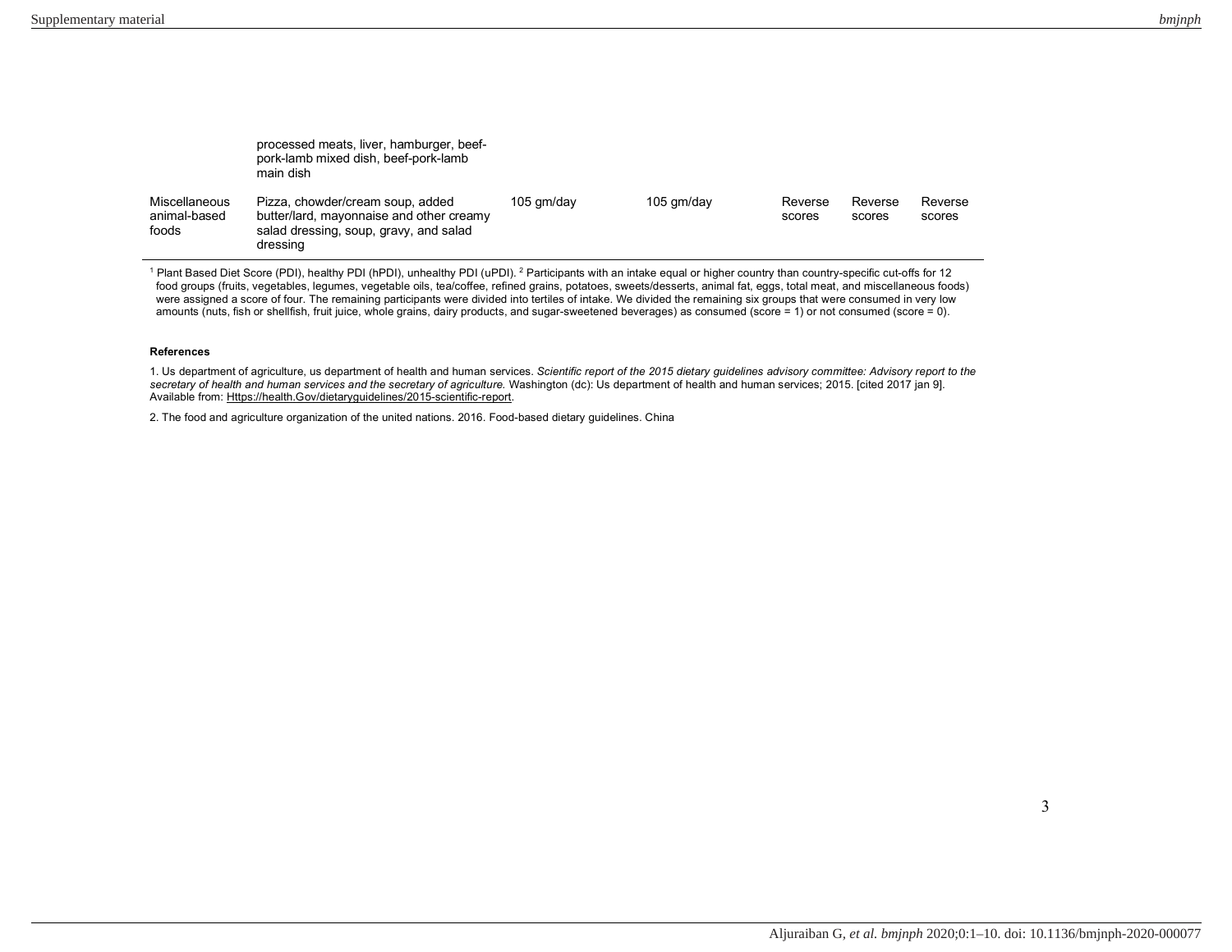| | | | | | | |
|---|---|---|---|---|---|---|
| | processed meats, liver, hamburger, beef-pork-lamb mixed dish, beef-pork-lamb main dish | | | | | |
| Miscellaneous animal-based foods | Pizza, chowder/cream soup, added butter/lard, mayonnaise and other creamy salad dressing, soup, gravy, and salad dressing | 105 gm/day | 105 gm/day | Reverse scores | Reverse scores | Reverse scores |

[1] Plant Based Diet Score (PDI), healthy PDI (hPDI), unhealthy PDI (uPDI). [2] Participants with an intake equal or higher country than country-specific cut-offs for 12 food groups (fruits, vegetables, legumes, vegetable oils, tea/coffee, refined grains, potatoes, sweets/desserts, animal fat, eggs, total meat, and miscellaneous foods) were assigned a score of four. The remaining participants were divided into tertiles of intake. We divided the remaining six groups that were consumed in very low amounts (nuts, fish or shellfish, fruit juice, whole grains, dairy products, and sugar-sweetened beverages) as consumed (score = 1) or not consumed (score = 0).

**References**

1. Us department of agriculture, us department of health and human services. *Scientific report of the 2015 dietary guidelines advisory committee: Advisory report to the secretary of health and human services and the secretary of agriculture.* Washington (dc): Us department of health and human services; 2015. [cited 2017 jan 9]. Available from: Https://health.Gov/dietaryguidelines/2015-scientific-report.

2. The food and agriculture organization of the united nations. 2016. Food-based dietary guidelines. China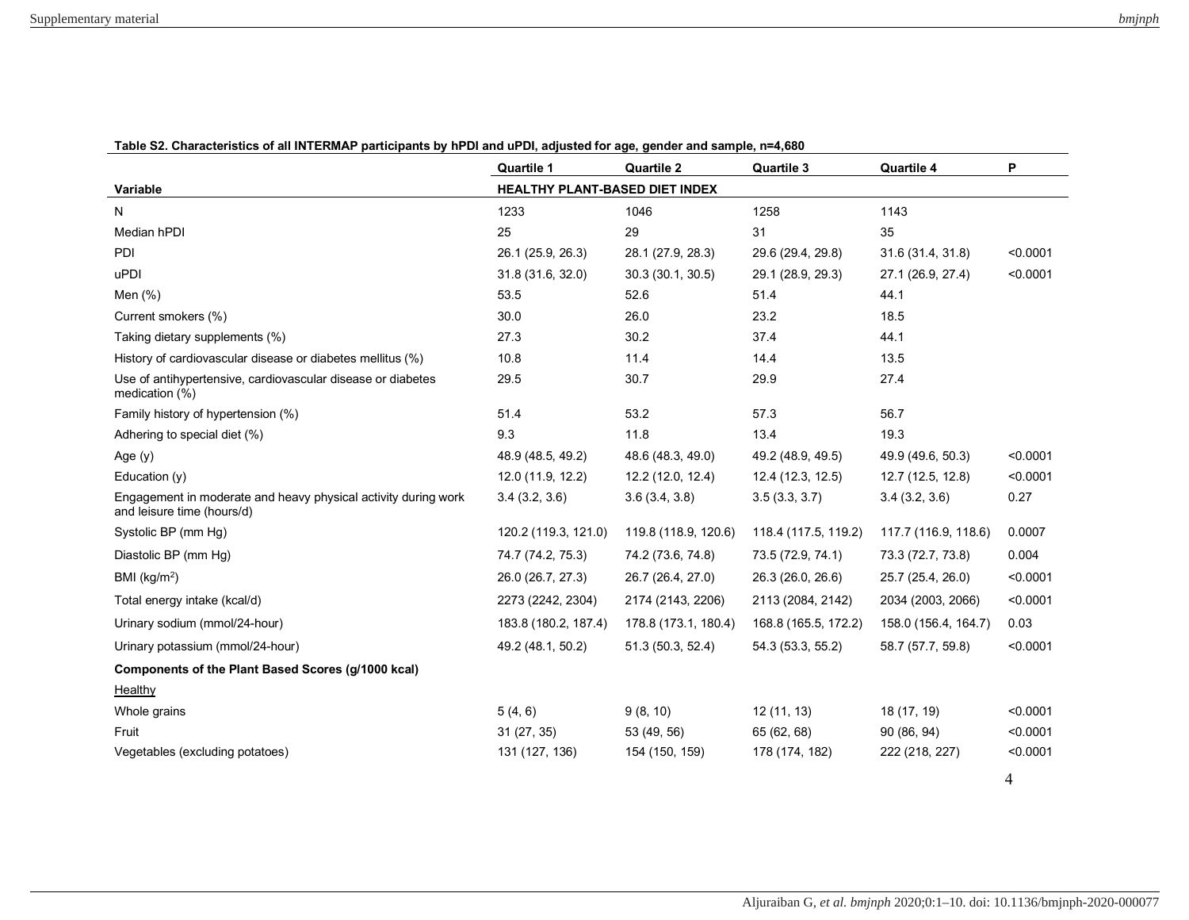**Table S2. Characteristics of all INTERMAP participants by hPDI and uPDI, adjusted for age, gender and sample, n=4,680**

| Variable | Quartile 1 | Quartile 2 | Quartile 3 | Quartile 4 | P |
|---|---|---|---|---|---|
| | **HEALTHY PLANT-BASED DIET INDEX** | | | | |
| N | 1233 | 1046 | 1258 | 1143 | |
| Median hPDI | 25 | 29 | 31 | 35 | |
| PDI | 26.1 (25.9, 26.3) | 28.1 (27.9, 28.3) | 29.6 (29.4, 29.8) | 31.6 (31.4, 31.8) | <0.0001 |
| uPDI | 31.8 (31.6, 32.0) | 30.3 (30.1, 30.5) | 29.1 (28.9, 29.3) | 27.1 (26.9, 27.4) | <0.0001 |
| Men (%) | 53.5 | 52.6 | 51.4 | 44.1 | |
| Current smokers (%) | 30.0 | 26.0 | 23.2 | 18.5 | |
| Taking dietary supplements (%) | 27.3 | 30.2 | 37.4 | 44.1 | |
| History of cardiovascular disease or diabetes mellitus (%) | 10.8 | 11.4 | 14.4 | 13.5 | |
| Use of antihypertensive, cardiovascular disease or diabetes medication (%) | 29.5 | 30.7 | 29.9 | 27.4 | |
| Family history of hypertension (%) | 51.4 | 53.2 | 57.3 | 56.7 | |
| Adhering to special diet (%) | 9.3 | 11.8 | 13.4 | 19.3 | |
| Age (y) | 48.9 (48.5, 49.2) | 48.6 (48.3, 49.0) | 49.2 (48.9, 49.5) | 49.9 (49.6, 50.3) | <0.0001 |
| Education (y) | 12.0 (11.9, 12.2) | 12.2 (12.0, 12.4) | 12.4 (12.3, 12.5) | 12.7 (12.5, 12.8) | <0.0001 |
| Engagement in moderate and heavy physical activity during work and leisure time (hours/d) | 3.4 (3.2, 3.6) | 3.6 (3.4, 3.8) | 3.5 (3.3, 3.7) | 3.4 (3.2, 3.6) | 0.27 |
| Systolic BP (mm Hg) | 120.2 (119.3, 121.0) | 119.8 (118.9, 120.6) | 118.4 (117.5, 119.2) | 117.7 (116.9, 118.6) | 0.0007 |
| Diastolic BP (mm Hg) | 74.7 (74.2, 75.3) | 74.2 (73.6, 74.8) | 73.5 (72.9, 74.1) | 73.3 (72.7, 73.8) | 0.004 |
| BMI (kg/m$^2$) | 26.0 (26.7, 27.3) | 26.7 (26.4, 27.0) | 26.3 (26.0, 26.6) | 25.7 (25.4, 26.0) | <0.0001 |
| Total energy intake (kcal/d) | 2273 (2242, 2304) | 2174 (2143, 2206) | 2113 (2084, 2142) | 2034 (2003, 2066) | <0.0001 |
| Urinary sodium (mmol/24-hour) | 183.8 (180.2, 187.4) | 178.8 (173.1, 180.4) | 168.8 (165.5, 172.2) | 158.0 (156.4, 164.7) | 0.03 |
| Urinary potassium (mmol/24-hour) | 49.2 (48.1, 50.2) | 51.3 (50.3, 52.4) | 54.3 (53.3, 55.2) | 58.7 (57.7, 59.8) | <0.0001 |
| **Components of the Plant Based Scores (g/1000 kcal)** | | | | | |
| Healthy | | | | | |
| Whole grains | 5 (4, 6) | 9 (8, 10) | 12 (11, 13) | 18 (17, 19) | <0.0001 |
| Fruit | 31 (27, 35) | 53 (49, 56) | 65 (62, 68) | 90 (86, 94) | <0.0001 |
| Vegetables (excluding potatoes) | 131 (127, 136) | 154 (150, 159) | 178 (174, 182) | 222 (218, 227) | <0.0001 |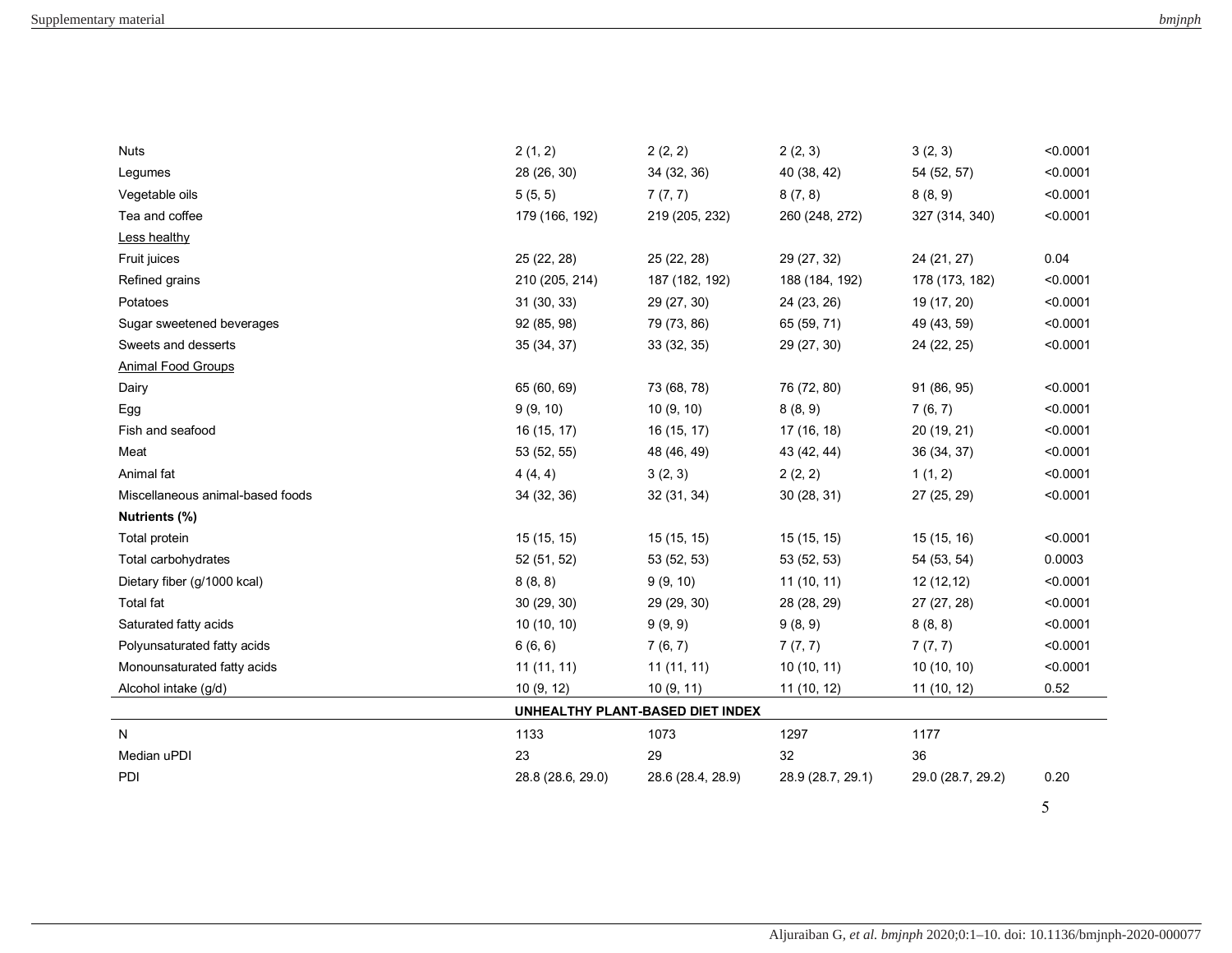| | | | | | |
|---|---|---|---|---|---|
| Nuts | 2 (1, 2) | 2 (2, 2) | 2 (2, 3) | 3 (2, 3) | <0.0001 |
| Legumes | 28 (26, 30) | 34 (32, 36) | 40 (38, 42) | 54 (52, 57) | <0.0001 |
| Vegetable oils | 5 (5, 5) | 7 (7, 7) | 8 (7, 8) | 8 (8, 9) | <0.0001 |
| Tea and coffee | 179 (166, 192) | 219 (205, 232) | 260 (248, 272) | 327 (314, 340) | <0.0001 |
| Less healthy | | | | | |
| Fruit juices | 25 (22, 28) | 25 (22, 28) | 29 (27, 32) | 24 (21, 27) | 0.04 |
| Refined grains | 210 (205, 214) | 187 (182, 192) | 188 (184, 192) | 178 (173, 182) | <0.0001 |
| Potatoes | 31 (30, 33) | 29 (27, 30) | 24 (23, 26) | 19 (17, 20) | <0.0001 |
| Sugar sweetened beverages | 92 (85, 98) | 79 (73, 86) | 65 (59, 71) | 49 (43, 59) | <0.0001 |
| Sweets and desserts | 35 (34, 37) | 33 (32, 35) | 29 (27, 30) | 24 (22, 25) | <0.0001 |
| Animal Food Groups | | | | | |
| Dairy | 65 (60, 69) | 73 (68, 78) | 76 (72, 80) | 91 (86, 95) | <0.0001 |
| Egg | 9 (9, 10) | 10 (9, 10) | 8 (8, 9) | 7 (6, 7) | <0.0001 |
| Fish and seafood | 16 (15, 17) | 16 (15, 17) | 17 (16, 18) | 20 (19, 21) | <0.0001 |
| Meat | 53 (52, 55) | 48 (46, 49) | 43 (42, 44) | 36 (34, 37) | <0.0001 |
| Animal fat | 4 (4, 4) | 3 (2, 3) | 2 (2, 2) | 1 (1, 2) | <0.0001 |
| Miscellaneous animal-based foods | 34 (32, 36) | 32 (31, 34) | 30 (28, 31) | 27 (25, 29) | <0.0001 |
| **Nutrients (%)** | | | | | |
| Total protein | 15 (15, 15) | 15 (15, 15) | 15 (15, 15) | 15 (15, 16) | <0.0001 |
| Total carbohydrates | 52 (51, 52) | 53 (52, 53) | 53 (52, 53) | 54 (53, 54) | 0.0003 |
| Dietary fiber (g/1000 kcal) | 8 (8, 8) | 9 (9, 10) | 11 (10, 11) | 12 (12,12) | <0.0001 |
| Total fat | 30 (29, 30) | 29 (29, 30) | 28 (28, 29) | 27 (27, 28) | <0.0001 |
| Saturated fatty acids | 10 (10, 10) | 9 (9, 9) | 9 (8, 9) | 8 (8, 8) | <0.0001 |
| Polyunsaturated fatty acids | 6 (6, 6) | 7 (6, 7) | 7 (7, 7) | 7 (7, 7) | <0.0001 |
| Monounsaturated fatty acids | 11 (11, 11) | 11 (11, 11) | 10 (10, 11) | 10 (10, 10) | <0.0001 |
| Alcohol intake (g/d) | 10 (9, 12) | 10 (9, 11) | 11 (10, 12) | 11 (10, 12) | 0.52 |
| | **UNHEALTHY PLANT-BASED DIET INDEX** | | | | |
| N | 1133 | 1073 | 1297 | 1177 | |
| Median uPDI | 23 | 29 | 32 | 36 | |
| PDI | 28.8 (28.6, 29.0) | 28.6 (28.4, 28.9) | 28.9 (28.7, 29.1) | 29.0 (28.7, 29.2) | 0.20 |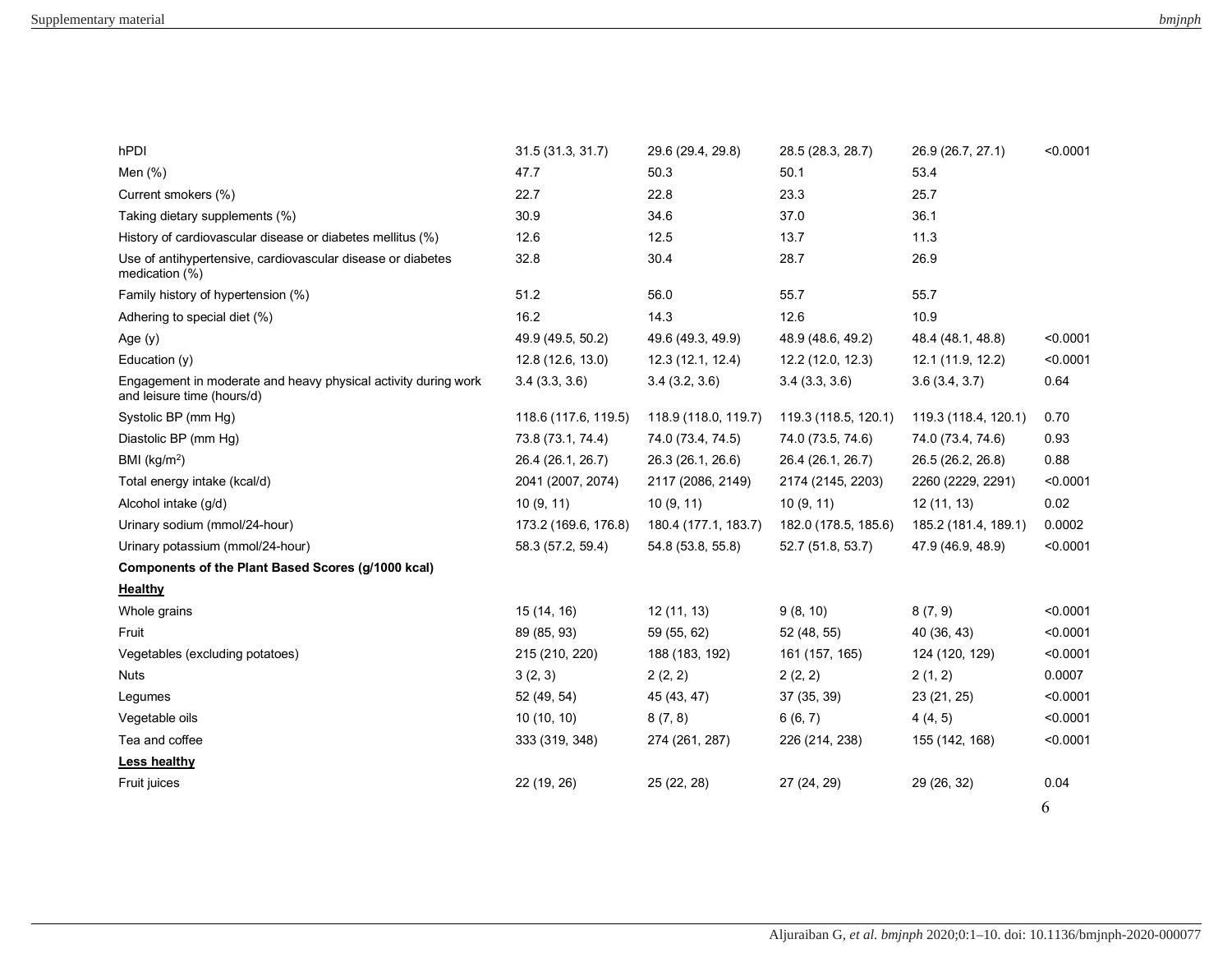| | | | | | |
|---|---|---|---|---|---|
| hPDI | 31.5 (31.3, 31.7) | 29.6 (29.4, 29.8) | 28.5 (28.3, 28.7) | 26.9 (26.7, 27.1) | <0.0001 |
| Men (%) | 47.7 | 50.3 | 50.1 | 53.4 | |
| Current smokers (%) | 22.7 | 22.8 | 23.3 | 25.7 | |
| Taking dietary supplements (%) | 30.9 | 34.6 | 37.0 | 36.1 | |
| History of cardiovascular disease or diabetes mellitus (%) | 12.6 | 12.5 | 13.7 | 11.3 | |
| Use of antihypertensive, cardiovascular disease or diabetes medication (%) | 32.8 | 30.4 | 28.7 | 26.9 | |
| Family history of hypertension (%) | 51.2 | 56.0 | 55.7 | 55.7 | |
| Adhering to special diet (%) | 16.2 | 14.3 | 12.6 | 10.9 | |
| Age (y) | 49.9 (49.5, 50.2) | 49.6 (49.3, 49.9) | 48.9 (48.6, 49.2) | 48.4 (48.1, 48.8) | <0.0001 |
| Education (y) | 12.8 (12.6, 13.0) | 12.3 (12.1, 12.4) | 12.2 (12.0, 12.3) | 12.1 (11.9, 12.2) | <0.0001 |
| Engagement in moderate and heavy physical activity during work and leisure time (hours/d) | 3.4 (3.3, 3.6) | 3.4 (3.2, 3.6) | 3.4 (3.3, 3.6) | 3.6 (3.4, 3.7) | 0.64 |
| Systolic BP (mm Hg) | 118.6 (117.6, 119.5) | 118.9 (118.0, 119.7) | 119.3 (118.5, 120.1) | 119.3 (118.4, 120.1) | 0.70 |
| Diastolic BP (mm Hg) | 73.8 (73.1, 74.4) | 74.0 (73.4, 74.5) | 74.0 (73.5, 74.6) | 74.0 (73.4, 74.6) | 0.93 |
| BMI (kg/m$^2$) | 26.4 (26.1, 26.7) | 26.3 (26.1, 26.6) | 26.4 (26.1, 26.7) | 26.5 (26.2, 26.8) | 0.88 |
| Total energy intake (kcal/d) | 2041 (2007, 2074) | 2117 (2086, 2149) | 2174 (2145, 2203) | 2260 (2229, 2291) | <0.0001 |
| Alcohol intake (g/d) | 10 (9, 11) | 10 (9, 11) | 10 (9, 11) | 12 (11, 13) | 0.02 |
| Urinary sodium (mmol/24-hour) | 173.2 (169.6, 176.8) | 180.4 (177.1, 183.7) | 182.0 (178.5, 185.6) | 185.2 (181.4, 189.1) | 0.0002 |
| Urinary potassium (mmol/24-hour) | 58.3 (57.2, 59.4) | 54.8 (53.8, 55.8) | 52.7 (51.8, 53.7) | 47.9 (46.9, 48.9) | <0.0001 |
| **Components of the Plant Based Scores (g/1000 kcal)** | | | | | |
| **Healthy** | | | | | |
| Whole grains | 15 (14, 16) | 12 (11, 13) | 9 (8, 10) | 8 (7, 9) | <0.0001 |
| Fruit | 89 (85, 93) | 59 (55, 62) | 52 (48, 55) | 40 (36, 43) | <0.0001 |
| Vegetables (excluding potatoes) | 215 (210, 220) | 188 (183, 192) | 161 (157, 165) | 124 (120, 129) | <0.0001 |
| Nuts | 3 (2, 3) | 2 (2, 2) | 2 (2, 2) | 2 (1, 2) | 0.0007 |
| Legumes | 52 (49, 54) | 45 (43, 47) | 37 (35, 39) | 23 (21, 25) | <0.0001 |
| Vegetable oils | 10 (10, 10) | 8 (7, 8) | 6 (6, 7) | 4 (4, 5) | <0.0001 |
| Tea and coffee | 333 (319, 348) | 274 (261, 287) | 226 (214, 238) | 155 (142, 168) | <0.0001 |
| **Less healthy** | | | | | |
| Fruit juices | 22 (19, 26) | 25 (22, 28) | 27 (24, 29) | 29 (26, 32) | 0.04 |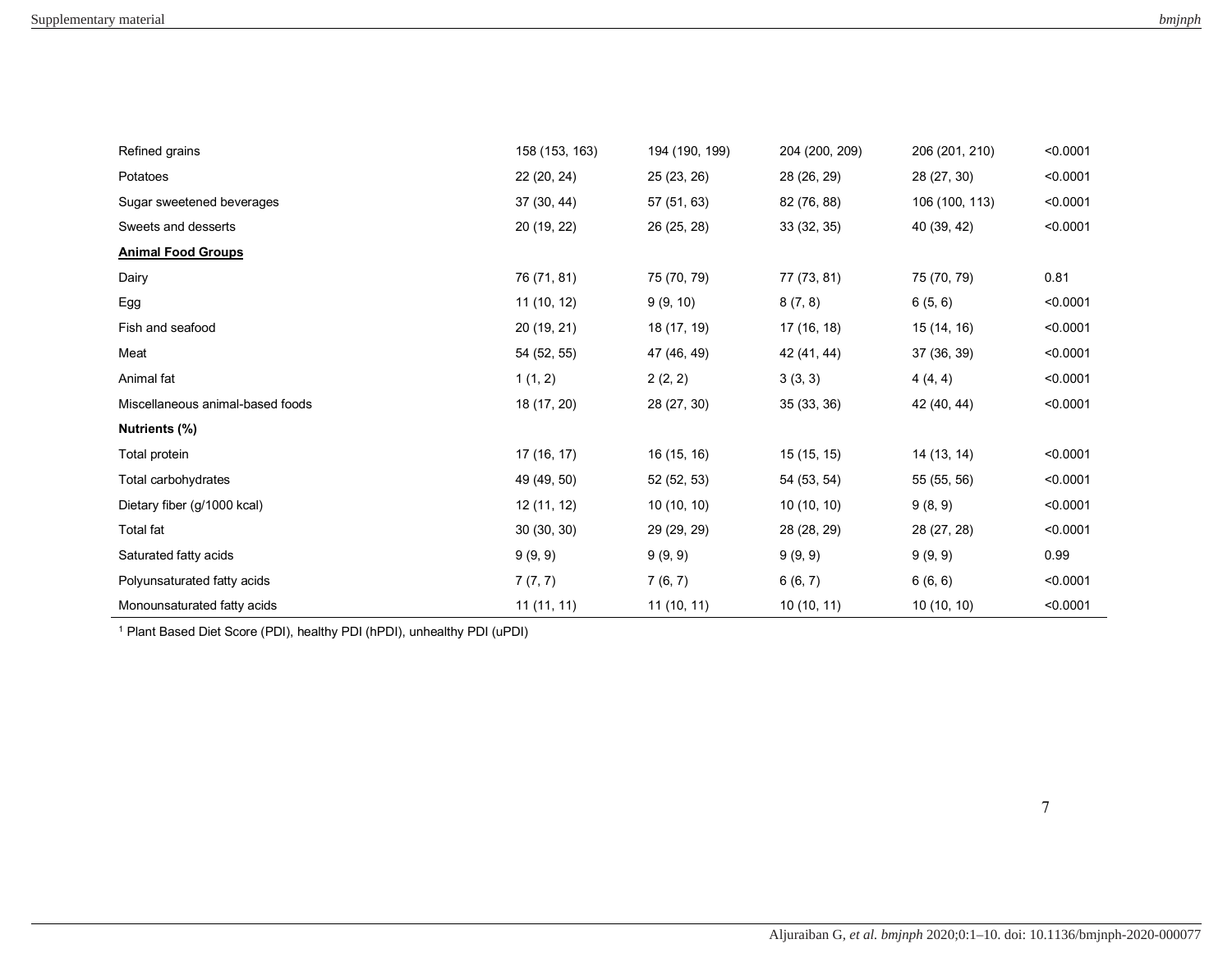| | | | | | |
|---|---|---|---|---|---|
| Refined grains | 158 (153, 163) | 194 (190, 199) | 204 (200, 209) | 206 (201, 210) | <0.0001 |
| Potatoes | 22 (20, 24) | 25 (23, 26) | 28 (26, 29) | 28 (27, 30) | <0.0001 |
| Sugar sweetened beverages | 37 (30, 44) | 57 (51, 63) | 82 (76, 88) | 106 (100, 113) | <0.0001 |
| Sweets and desserts | 20 (19, 22) | 26 (25, 28) | 33 (32, 35) | 40 (39, 42) | <0.0001 |
| **Animal Food Groups** | | | | | |
| Dairy | 76 (71, 81) | 75 (70, 79) | 77 (73, 81) | 75 (70, 79) | 0.81 |
| Egg | 11 (10, 12) | 9 (9, 10) | 8 (7, 8) | 6 (5, 6) | <0.0001 |
| Fish and seafood | 20 (19, 21) | 18 (17, 19) | 17 (16, 18) | 15 (14, 16) | <0.0001 |
| Meat | 54 (52, 55) | 47 (46, 49) | 42 (41, 44) | 37 (36, 39) | <0.0001 |
| Animal fat | 1 (1, 2) | 2 (2, 2) | 3 (3, 3) | 4 (4, 4) | <0.0001 |
| Miscellaneous animal-based foods | 18 (17, 20) | 28 (27, 30) | 35 (33, 36) | 42 (40, 44) | <0.0001 |
| **Nutrients (%)** | | | | | |
| Total protein | 17 (16, 17) | 16 (15, 16) | 15 (15, 15) | 14 (13, 14) | <0.0001 |
| Total carbohydrates | 49 (49, 50) | 52 (52, 53) | 54 (53, 54) | 55 (55, 56) | <0.0001 |
| Dietary fiber (g/1000 kcal) | 12 (11, 12) | 10 (10, 10) | 10 (10, 10) | 9 (8, 9) | <0.0001 |
| Total fat | 30 (30, 30) | 29 (29, 29) | 28 (28, 29) | 28 (27, 28) | <0.0001 |
| Saturated fatty acids | 9 (9, 9) | 9 (9, 9) | 9 (9, 9) | 9 (9, 9) | 0.99 |
| Polyunsaturated fatty acids | 7 (7, 7) | 7 (6, 7) | 6 (6, 7) | 6 (6, 6) | <0.0001 |
| Monounsaturated fatty acids | 11 (11, 11) | 11 (10, 11) | 10 (10, 11) | 10 (10, 10) | <0.0001 |

[1] Plant Based Diet Score (PDI), healthy PDI (hPDI), unhealthy PDI (uPDI)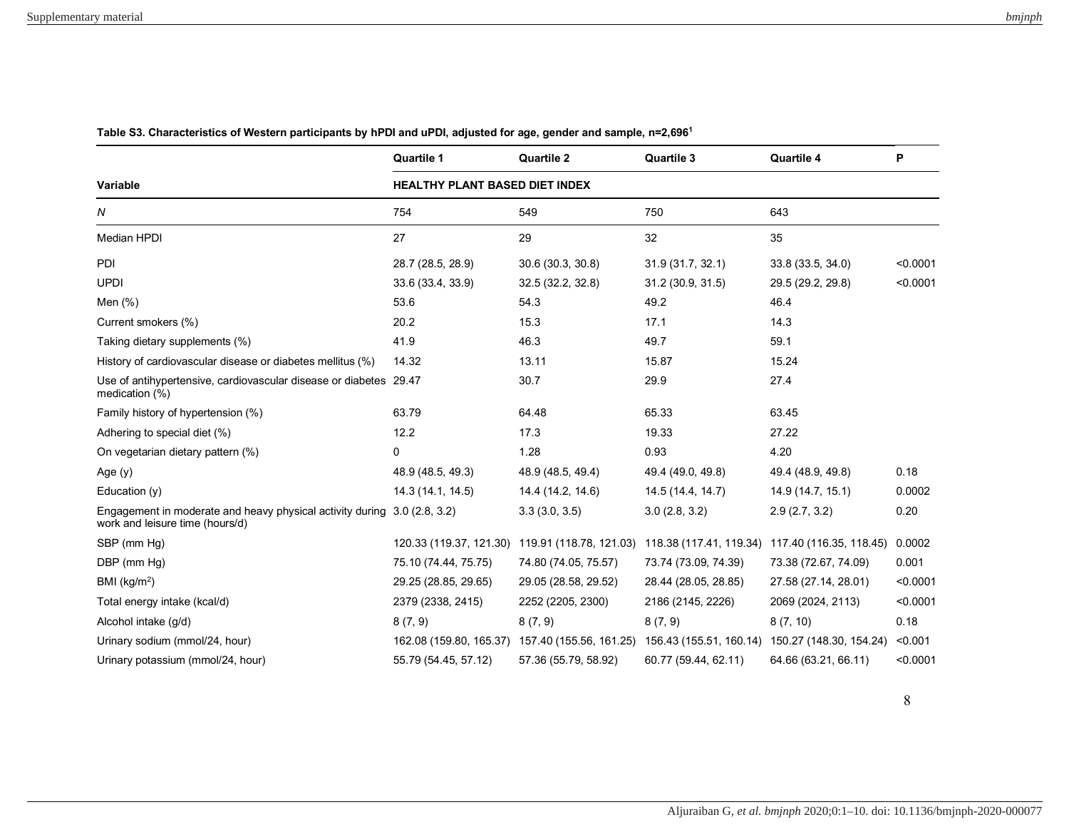**Table S3. Characteristics of Western participants by hPDI and uPDI, adjusted for age, gender and sample, n=2,696[1]**

| | Quartile 1 | Quartile 2 | Quartile 3 | Quartile 4 | P |
|---|---|---|---|---|---|
| **Variable** | **HEALTHY PLANT BASED DIET INDEX** | | | | |
| *N* | 754 | 549 | 750 | 643 | |
| Median HPDI | 27 | 29 | 32 | 35 | |
| PDI | 28.7 (28.5, 28.9) | 30.6 (30.3, 30.8) | 31.9 (31.7, 32.1) | 33.8 (33.5, 34.0) | <0.0001 |
| UPDI | 33.6 (33.4, 33.9) | 32.5 (32.2, 32.8) | 31.2 (30.9, 31.5) | 29.5 (29.2, 29.8) | <0.0001 |
| Men (%) | 53.6 | 54.3 | 49.2 | 46.4 | |
| Current smokers (%) | 20.2 | 15.3 | 17.1 | 14.3 | |
| Taking dietary supplements (%) | 41.9 | 46.3 | 49.7 | 59.1 | |
| History of cardiovascular disease or diabetes mellitus (%) | 14.32 | 13.11 | 15.87 | 15.24 | |
| Use of antihypertensive, cardiovascular disease or diabetes medication (%) | 29.47 | 30.7 | 29.9 | 27.4 | |
| Family history of hypertension (%) | 63.79 | 64.48 | 65.33 | 63.45 | |
| Adhering to special diet (%) | 12.2 | 17.3 | 19.33 | 27.22 | |
| On vegetarian dietary pattern (%) | 0 | 1.28 | 0.93 | 4.20 | |
| Age (y) | 48.9 (48.5, 49.3) | 48.9 (48.5, 49.4) | 49.4 (49.0, 49.8) | 49.4 (48.9, 49.8) | 0.18 |
| Education (y) | 14.3 (14.1, 14.5) | 14.4 (14.2, 14.6) | 14.5 (14.4, 14.7) | 14.9 (14.7, 15.1) | 0.0002 |
| Engagement in moderate and heavy physical activity during work and leisure time (hours/d) | 3.0 (2.8, 3.2) | 3.3 (3.0, 3.5) | 3.0 (2.8, 3.2) | 2.9 (2.7, 3.2) | 0.20 |
| SBP (mm Hg) | 120.33 (119.37, 121.30) | 119.91 (118.78, 121.03) | 118.38 (117.41, 119.34) | 117.40 (116.35, 118.45) | 0.0002 |
| DBP (mm Hg) | 75.10 (74.44, 75.75) | 74.80 (74.05, 75.57) | 73.74 (73.09, 74.39) | 73.38 (72.67, 74.09) | 0.001 |
| BMI (kg/m$^2$) | 29.25 (28.85, 29.65) | 29.05 (28.58, 29.52) | 28.44 (28.05, 28.85) | 27.58 (27.14, 28.01) | <0.0001 |
| Total energy intake (kcal/d) | 2379 (2338, 2415) | 2252 (2205, 2300) | 2186 (2145, 2226) | 2069 (2024, 2113) | <0.0001 |
| Alcohol intake (g/d) | 8 (7, 9) | 8 (7, 9) | 8 (7, 9) | 8 (7, 10) | 0.18 |
| Urinary sodium (mmol/24, hour) | 162.08 (159.80, 165.37) | 157.40 (155.56, 161.25) | 156.43 (155.51, 160.14) | 150.27 (148.30, 154.24) | <0.001 |
| Urinary potassium (mmol/24, hour) | 55.79 (54.45, 57.12) | 57.36 (55.79, 58.92) | 60.77 (59.44, 62.11) | 64.66 (63.21, 66.11) | <0.0001 |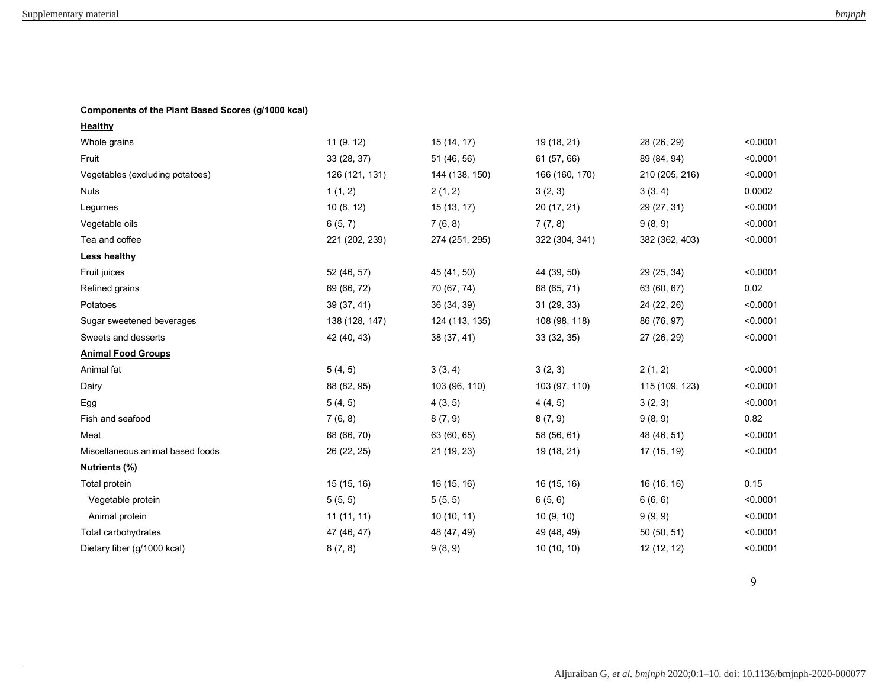| | | | | | |
|---|---|---|---|---|---|
| **Components of the Plant Based Scores (g/1000 kcal)** | | | | | |
| **Healthy** | | | | | |
| Whole grains | 11 (9, 12) | 15 (14, 17) | 19 (18, 21) | 28 (26, 29) | <0.0001 |
| Fruit | 33 (28, 37) | 51 (46, 56) | 61 (57, 66) | 89 (84, 94) | <0.0001 |
| Vegetables (excluding potatoes) | 126 (121, 131) | 144 (138, 150) | 166 (160, 170) | 210 (205, 216) | <0.0001 |
| Nuts | 1 (1, 2) | 2 (1, 2) | 3 (2, 3) | 3 (3, 4) | 0.0002 |
| Legumes | 10 (8, 12) | 15 (13, 17) | 20 (17, 21) | 29 (27, 31) | <0.0001 |
| Vegetable oils | 6 (5, 7) | 7 (6, 8) | 7 (7, 8) | 9 (8, 9) | <0.0001 |
| Tea and coffee | 221 (202, 239) | 274 (251, 295) | 322 (304, 341) | 382 (362, 403) | <0.0001 |
| **Less healthy** | | | | | |
| Fruit juices | 52 (46, 57) | 45 (41, 50) | 44 (39, 50) | 29 (25, 34) | <0.0001 |
| Refined grains | 69 (66, 72) | 70 (67, 74) | 68 (65, 71) | 63 (60, 67) | 0.02 |
| Potatoes | 39 (37, 41) | 36 (34, 39) | 31 (29, 33) | 24 (22, 26) | <0.0001 |
| Sugar sweetened beverages | 138 (128, 147) | 124 (113, 135) | 108 (98, 118) | 86 (76, 97) | <0.0001 |
| Sweets and desserts | 42 (40, 43) | 38 (37, 41) | 33 (32, 35) | 27 (26, 29) | <0.0001 |
| **Animal Food Groups** | | | | | |
| Animal fat | 5 (4, 5) | 3 (3, 4) | 3 (2, 3) | 2 (1, 2) | <0.0001 |
| Dairy | 88 (82, 95) | 103 (96, 110) | 103 (97, 110) | 115 (109, 123) | <0.0001 |
| Egg | 5 (4, 5) | 4 (3, 5) | 4 (4, 5) | 3 (2, 3) | <0.0001 |
| Fish and seafood | 7 (6, 8) | 8 (7, 9) | 8 (7, 9) | 9 (8, 9) | 0.82 |
| Meat | 68 (66, 70) | 63 (60, 65) | 58 (56, 61) | 48 (46, 51) | <0.0001 |
| Miscellaneous animal based foods | 26 (22, 25) | 21 (19, 23) | 19 (18, 21) | 17 (15, 19) | <0.0001 |
| **Nutrients (%)** | | | | | |
| Total protein | 15 (15, 16) | 16 (15, 16) | 16 (15, 16) | 16 (16, 16) | 0.15 |
| Vegetable protein | 5 (5, 5) | 5 (5, 5) | 6 (5, 6) | 6 (6, 6) | <0.0001 |
| Animal protein | 11 (11, 11) | 10 (10, 11) | 10 (9, 10) | 9 (9, 9) | <0.0001 |
| Total carbohydrates | 47 (46, 47) | 48 (47, 49) | 49 (48, 49) | 50 (50, 51) | <0.0001 |
| Dietary fiber (g/1000 kcal) | 8 (7, 8) | 9 (8, 9) | 10 (10, 10) | 12 (12, 12) | <0.0001 |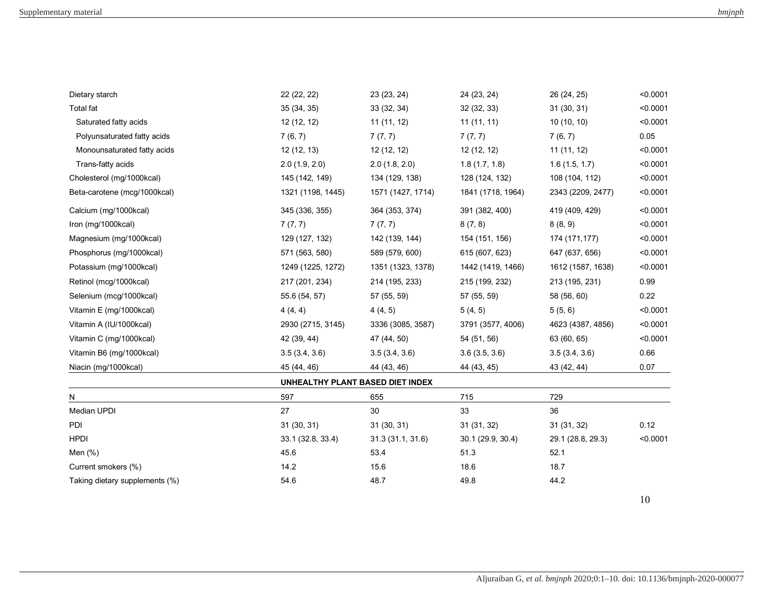| | | | | | |
|---|---|---|---|---|---|
| Dietary starch | 22 (22, 22) | 23 (23, 24) | 24 (23, 24) | 26 (24, 25) | <0.0001 |
| Total fat | 35 (34, 35) | 33 (32, 34) | 32 (32, 33) | 31 (30, 31) | <0.0001 |
| Saturated fatty acids | 12 (12, 12) | 11 (11, 12) | 11 (11, 11) | 10 (10, 10) | <0.0001 |
| Polyunsaturated fatty acids | 7 (6, 7) | 7 (7, 7) | 7 (7, 7) | 7 (6, 7) | 0.05 |
| Monounsaturated fatty acids | 12 (12, 13) | 12 (12, 12) | 12 (12, 12) | 11 (11, 12) | <0.0001 |
| Trans-fatty acids | 2.0 (1.9, 2.0) | 2.0 (1.8, 2.0) | 1.8 (1.7, 1.8) | 1.6 (1.5, 1.7) | <0.0001 |
| Cholesterol (mg/1000kcal) | 145 (142, 149) | 134 (129, 138) | 128 (124, 132) | 108 (104, 112) | <0.0001 |
| Beta-carotene (mcg/1000kcal) | 1321 (1198, 1445) | 1571 (1427, 1714) | 1841 (1718, 1964) | 2343 (2209, 2477) | <0.0001 |
| Calcium (mg/1000kcal) | 345 (336, 355) | 364 (353, 374) | 391 (382, 400) | 419 (409, 429) | <0.0001 |
| Iron (mg/1000kcal) | 7 (7, 7) | 7 (7, 7) | 8 (7, 8) | 8 (8, 9) | <0.0001 |
| Magnesium (mg/1000kcal) | 129 (127, 132) | 142 (139, 144) | 154 (151, 156) | 174 (171,177) | <0.0001 |
| Phosphorus (mg/1000kcal) | 571 (563, 580) | 589 (579, 600) | 615 (607, 623) | 647 (637, 656) | <0.0001 |
| Potassium (mg/1000kcal) | 1249 (1225, 1272) | 1351 (1323, 1378) | 1442 (1419, 1466) | 1612 (1587, 1638) | <0.0001 |
| Retinol (mcg/1000kcal) | 217 (201, 234) | 214 (195, 233) | 215 (199, 232) | 213 (195, 231) | 0.99 |
| Selenium (mcg/1000kcal) | 55.6 (54, 57) | 57 (55, 59) | 57 (55, 59) | 58 (56, 60) | 0.22 |
| Vitamin E (mg/1000kcal) | 4 (4, 4) | 4 (4, 5) | 5 (4, 5) | 5 (5, 6) | <0.0001 |
| Vitamin A (IU/1000kcal) | 2930 (2715, 3145) | 3336 (3085, 3587) | 3791 (3577, 4006) | 4623 (4387, 4856) | <0.0001 |
| Vitamin C (mg/1000kcal) | 42 (39, 44) | 47 (44, 50) | 54 (51, 56) | 63 (60, 65) | <0.0001 |
| Vitamin B6 (mg/1000kcal) | 3.5 (3.4, 3.6) | 3.5 (3.4, 3.6) | 3.6 (3.5, 3.6) | 3.5 (3.4, 3.6) | 0.66 |
| Niacin (mg/1000kcal) | 45 (44, 46) | 44 (43, 46) | 44 (43, 45) | 43 (42, 44) | 0.07 |
| | **UNHEALTHY PLANT BASED DIET INDEX** | | | | |
| N | 597 | 655 | 715 | 729 | |
| Median UPDI | 27 | 30 | 33 | 36 | |
| PDI | 31 (30, 31) | 31 (30, 31) | 31 (31, 32) | 31 (31, 32) | 0.12 |
| HPDI | 33.1 (32.8, 33.4) | 31.3 (31.1, 31.6) | 30.1 (29.9, 30.4) | 29.1 (28.8, 29.3) | <0.0001 |
| Men (%) | 45.6 | 53.4 | 51.3 | 52.1 | |
| Current smokers (%) | 14.2 | 15.6 | 18.6 | 18.7 | |
| Taking dietary supplements (%) | 54.6 | 48.7 | 49.8 | 44.2 | |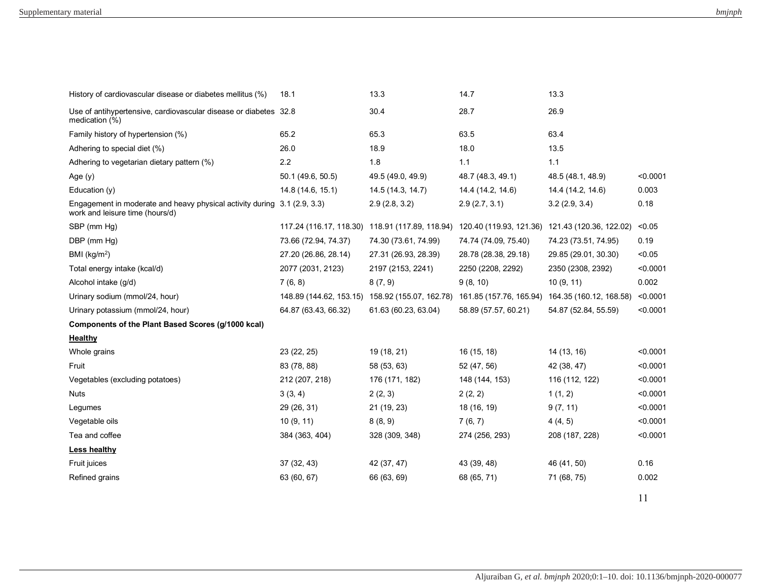| | | | | | |
|---|---|---|---|---|---|
| History of cardiovascular disease or diabetes mellitus (%) | 18.1 | 13.3 | 14.7 | 13.3 | |
| Use of antihypertensive, cardiovascular disease or diabetes medication (%) | 32.8 | 30.4 | 28.7 | 26.9 | |
| Family history of hypertension (%) | 65.2 | 65.3 | 63.5 | 63.4 | |
| Adhering to special diet (%) | 26.0 | 18.9 | 18.0 | 13.5 | |
| Adhering to vegetarian dietary pattern (%) | 2.2 | 1.8 | 1.1 | 1.1 | |
| Age (y) | 50.1 (49.6, 50.5) | 49.5 (49.0, 49.9) | 48.7 (48.3, 49.1) | 48.5 (48.1, 48.9) | <0.0001 |
| Education (y) | 14.8 (14.6, 15.1) | 14.5 (14.3, 14.7) | 14.4 (14.2, 14.6) | 14.4 (14.2, 14.6) | 0.003 |
| Engagement in moderate and heavy physical activity during work and leisure time (hours/d) | 3.1 (2.9, 3.3) | 2.9 (2.8, 3.2) | 2.9 (2.7, 3.1) | 3.2 (2.9, 3.4) | 0.18 |
| SBP (mm Hg) | 117.24 (116.17, 118.30) | 118.91 (117.89, 118.94) | 120.40 (119.93, 121.36) | 121.43 (120.36, 122.02) | <0.05 |
| DBP (mm Hg) | 73.66 (72.94, 74.37) | 74.30 (73.61, 74.99) | 74.74 (74.09, 75.40) | 74.23 (73.51, 74.95) | 0.19 |
| BMI (kg/m$^2$) | 27.20 (26.86, 28.14) | 27.31 (26.93, 28.39) | 28.78 (28.38, 29.18) | 29.85 (29.01, 30.30) | <0.05 |
| Total energy intake (kcal/d) | 2077 (2031, 2123) | 2197 (2153, 2241) | 2250 (2208, 2292) | 2350 (2308, 2392) | <0.0001 |
| Alcohol intake (g/d) | 7 (6, 8) | 8 (7, 9) | 9 (8, 10) | 10 (9, 11) | 0.002 |
| Urinary sodium (mmol/24, hour) | 148.89 (144.62, 153.15) | 158.92 (155.07, 162.78) | 161.85 (157.76, 165.94) | 164.35 (160.12, 168.58) | <0.0001 |
| Urinary potassium (mmol/24, hour) | 64.87 (63.43, 66.32) | 61.63 (60.23, 63.04) | 58.89 (57.57, 60.21) | 54.87 (52.84, 55.59) | <0.0001 |
| **Components of the Plant Based Scores (g/1000 kcal)** | | | | | |
| **Healthy** | | | | | |
| Whole grains | 23 (22, 25) | 19 (18, 21) | 16 (15, 18) | 14 (13, 16) | <0.0001 |
| Fruit | 83 (78, 88) | 58 (53, 63) | 52 (47, 56) | 42 (38, 47) | <0.0001 |
| Vegetables (excluding potatoes) | 212 (207, 218) | 176 (171, 182) | 148 (144, 153) | 116 (112, 122) | <0.0001 |
| Nuts | 3 (3, 4) | 2 (2, 3) | 2 (2, 2) | 1 (1, 2) | <0.0001 |
| Legumes | 29 (26, 31) | 21 (19, 23) | 18 (16, 19) | 9 (7, 11) | <0.0001 |
| Vegetable oils | 10 (9, 11) | 8 (8, 9) | 7 (6, 7) | 4 (4, 5) | <0.0001 |
| Tea and coffee | 384 (363, 404) | 328 (309, 348) | 274 (256, 293) | 208 (187, 228) | <0.0001 |
| **Less healthy** | | | | | |
| Fruit juices | 37 (32, 43) | 42 (37, 47) | 43 (39, 48) | 46 (41, 50) | 0.16 |
| Refined grains | 63 (60, 67) | 66 (63, 69) | 68 (65, 71) | 71 (68, 75) | 0.002 |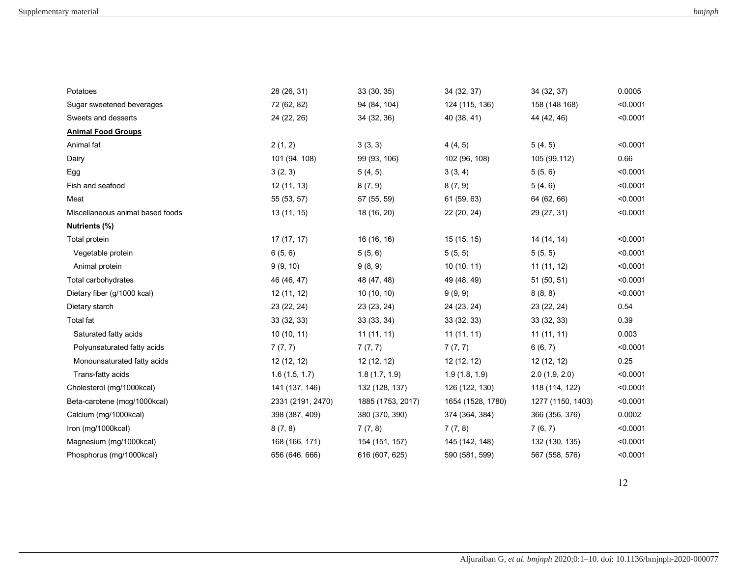| | | | | | |
|---|---|---|---|---|---|
| Potatoes | 28 (26, 31) | 33 (30, 35) | 34 (32, 37) | 34 (32, 37) | 0.0005 |
| Sugar sweetened beverages | 72 (62, 82) | 94 (84, 104) | 124 (115, 136) | 158 (148 168) | <0.0001 |
| Sweets and desserts | 24 (22, 26) | 34 (32, 36) | 40 (38, 41) | 44 (42, 46) | <0.0001 |
| **Animal Food Groups** | | | | | |
| Animal fat | 2 (1, 2) | 3 (3, 3) | 4 (4, 5) | 5 (4, 5) | <0.0001 |
| Dairy | 101 (94, 108) | 99 (93, 106) | 102 (96, 108) | 105 (99,112) | 0.66 |
| Egg | 3 (2, 3) | 5 (4, 5) | 3 (3, 4) | 5 (5, 6) | <0.0001 |
| Fish and seafood | 12 (11, 13) | 8 (7, 9) | 8 (7, 9) | 5 (4, 6) | <0.0001 |
| Meat | 55 (53, 57) | 57 (55, 59) | 61 (59, 63) | 64 (62, 66) | <0.0001 |
| Miscellaneous animal based foods | 13 (11, 15) | 18 (16, 20) | 22 (20, 24) | 29 (27, 31) | <0.0001 |
| **Nutrients (%)** | | | | | |
| Total protein | 17 (17, 17) | 16 (16, 16) | 15 (15, 15) | 14 (14, 14) | <0.0001 |
| Vegetable protein | 6 (5, 6) | 5 (5, 6) | 5 (5, 5) | 5 (5, 5) | <0.0001 |
| Animal protein | 9 (9, 10) | 9 (8, 9) | 10 (10, 11) | 11 (11, 12) | <0.0001 |
| Total carbohydrates | 46 (46, 47) | 48 (47, 48) | 49 (48, 49) | 51 (50, 51) | <0.0001 |
| Dietary fiber (g/1000 kcal) | 12 (11, 12) | 10 (10, 10) | 9 (9, 9) | 8 (8, 8) | <0.0001 |
| Dietary starch | 23 (22, 24) | 23 (23, 24) | 24 (23, 24) | 23 (22, 24) | 0.54 |
| Total fat | 33 (32, 33) | 33 (33, 34) | 33 (32, 33) | 33 (32, 33) | 0.39 |
| Saturated fatty acids | 10 (10, 11) | 11 (11, 11) | 11 (11, 11) | 11 (11, 11) | 0.003 |
| Polyunsaturated fatty acids | 7 (7, 7) | 7 (7, 7) | 7 (7, 7) | 6 (6, 7) | <0.0001 |
| Monounsaturated fatty acids | 12 (12, 12) | 12 (12, 12) | 12 (12, 12) | 12 (12, 12) | 0.25 |
| Trans-fatty acids | 1.6 (1.5, 1.7) | 1.8 (1.7, 1.9) | 1.9 (1.8, 1.9) | 2.0 (1.9, 2.0) | <0.0001 |
| Cholesterol (mg/1000kcal) | 141 (137, 146) | 132 (128, 137) | 126 (122, 130) | 118 (114, 122) | <0.0001 |
| Beta-carotene (mcg/1000kcal) | 2331 (2191, 2470) | 1885 (1753, 2017) | 1654 (1528, 1780) | 1277 (1150, 1403) | <0.0001 |
| Calcium (mg/1000kcal) | 398 (387, 409) | 380 (370, 390) | 374 (364, 384) | 366 (356, 376) | 0.0002 |
| Iron (mg/1000kcal) | 8 (7, 8) | 7 (7, 8) | 7 (7, 8) | 7 (6, 7) | <0.0001 |
| Magnesium (mg/1000kcal) | 168 (166, 171) | 154 (151, 157) | 145 (142, 148) | 132 (130, 135) | <0.0001 |
| Phosphorus (mg/1000kcal) | 656 (646, 666) | 616 (607, 625) | 590 (581, 599) | 567 (558, 576) | <0.0001 |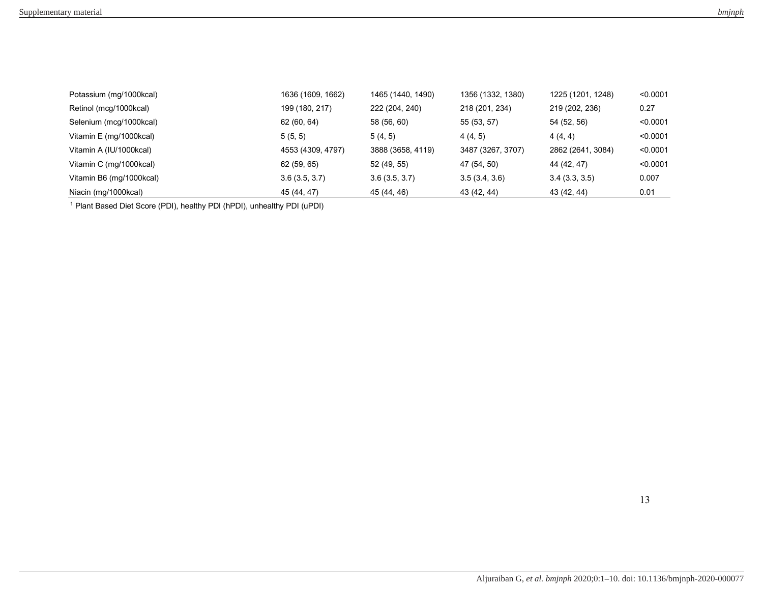| | | | | | |
|---|---|---|---|---|---|
| Potassium (mg/1000kcal) | 1636 (1609, 1662) | 1465 (1440, 1490) | 1356 (1332, 1380) | 1225 (1201, 1248) | <0.0001 |
| Retinol (mcg/1000kcal) | 199 (180, 217) | 222 (204, 240) | 218 (201, 234) | 219 (202, 236) | 0.27 |
| Selenium (mcg/1000kcal) | 62 (60, 64) | 58 (56, 60) | 55 (53, 57) | 54 (52, 56) | <0.0001 |
| Vitamin E (mg/1000kcal) | 5 (5, 5) | 5 (4, 5) | 4 (4, 5) | 4 (4, 4) | <0.0001 |
| Vitamin A (IU/1000kcal) | 4553 (4309, 4797) | 3888 (3658, 4119) | 3487 (3267, 3707) | 2862 (2641, 3084) | <0.0001 |
| Vitamin C (mg/1000kcal) | 62 (59, 65) | 52 (49, 55) | 47 (54, 50) | 44 (42, 47) | <0.0001 |
| Vitamin B6 (mg/1000kcal) | 3.6 (3.5, 3.7) | 3.6 (3.5, 3.7) | 3.5 (3.4, 3.6) | 3.4 (3.3, 3.5) | 0.007 |
| Niacin (mg/1000kcal) | 45 (44, 47) | 45 (44, 46) | 43 (42, 44) | 43 (42, 44) | 0.01 |

[1] Plant Based Diet Score (PDI), healthy PDI (hPDI), unhealthy PDI (uPDI)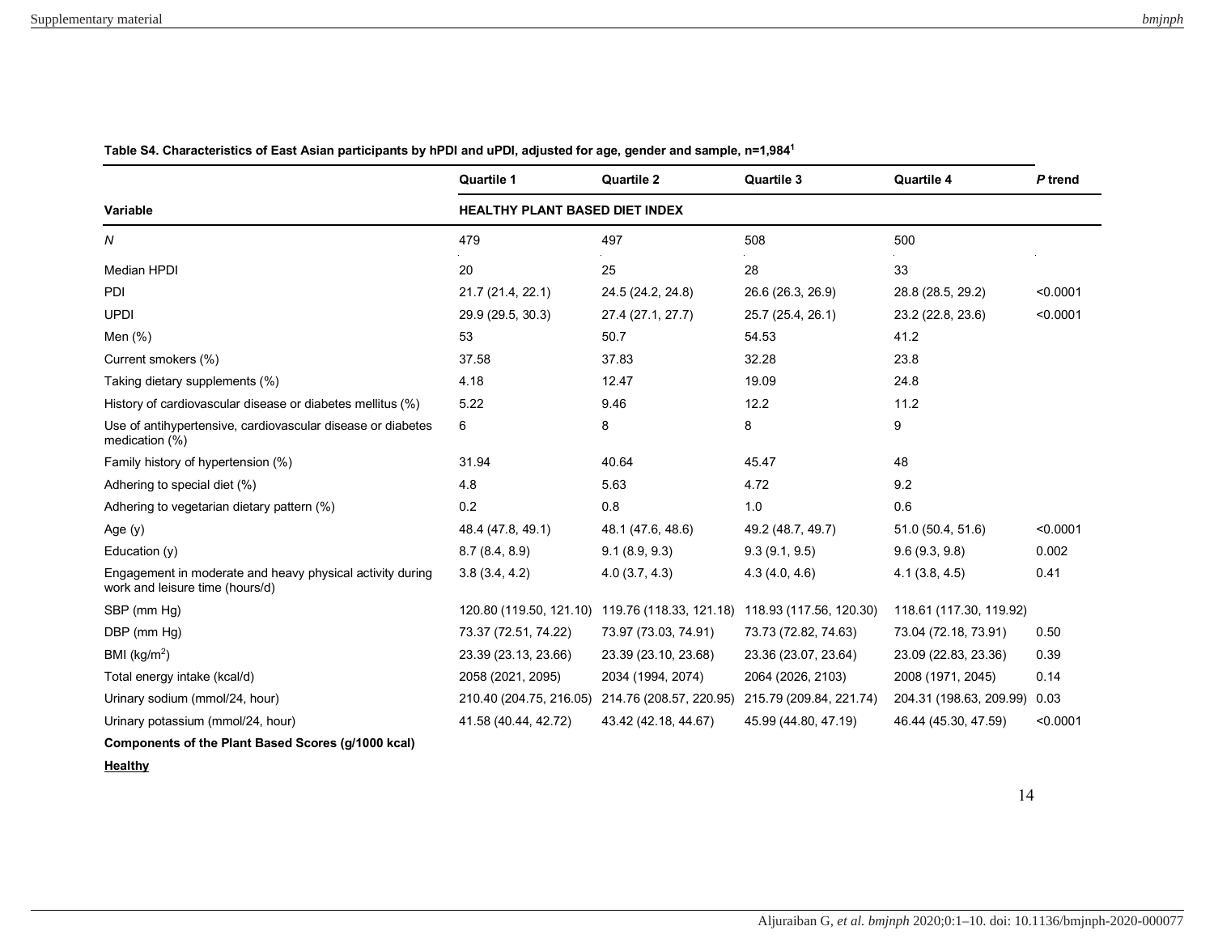**Table S4. Characteristics of East Asian participants by hPDI and uPDI, adjusted for age, gender and sample, n=1,984[1]**

| Variable | Quartile 1 | Quartile 2 | Quartile 3 | Quartile 4 | *P* trend |
|---|---|---|---|---|---|
| | HEALTHY PLANT BASED DIET INDEX | | | | |
| *N* | 479 | 497 | 508 | 500 | |
| Median HPDI | 20 | 25 | 28 | 33 | |
| PDI | 21.7 (21.4, 22.1) | 24.5 (24.2, 24.8) | 26.6 (26.3, 26.9) | 28.8 (28.5, 29.2) | <0.0001 |
| UPDI | 29.9 (29.5, 30.3) | 27.4 (27.1, 27.7) | 25.7 (25.4, 26.1) | 23.2 (22.8, 23.6) | <0.0001 |
| Men (%) | 53 | 50.7 | 54.53 | 41.2 | |
| Current smokers (%) | 37.58 | 37.83 | 32.28 | 23.8 | |
| Taking dietary supplements (%) | 4.18 | 12.47 | 19.09 | 24.8 | |
| History of cardiovascular disease or diabetes mellitus (%) | 5.22 | 9.46 | 12.2 | 11.2 | |
| Use of antihypertensive, cardiovascular disease or diabetes medication (%) | 6 | 8 | 8 | 9 | |
| Family history of hypertension (%) | 31.94 | 40.64 | 45.47 | 48 | |
| Adhering to special diet (%) | 4.8 | 5.63 | 4.72 | 9.2 | |
| Adhering to vegetarian dietary pattern (%) | 0.2 | 0.8 | 1.0 | 0.6 | |
| Age (y) | 48.4 (47.8, 49.1) | 48.1 (47.6, 48.6) | 49.2 (48.7, 49.7) | 51.0 (50.4, 51.6) | <0.0001 |
| Education (y) | 8.7 (8.4, 8.9) | 9.1 (8.9, 9.3) | 9.3 (9.1, 9.5) | 9.6 (9.3, 9.8) | 0.002 |
| Engagement in moderate and heavy physical activity during work and leisure time (hours/d) | 3.8 (3.4, 4.2) | 4.0 (3.7, 4.3) | 4.3 (4.0, 4.6) | 4.1 (3.8, 4.5) | 0.41 |
| SBP (mm Hg) | 120.80 (119.50, 121.10) | 119.76 (118.33, 121.18) | 118.93 (117.56, 120.30) | 118.61 (117.30, 119.92) | |
| DBP (mm Hg) | 73.37 (72.51, 74.22) | 73.97 (73.03, 74.91) | 73.73 (72.82, 74.63) | 73.04 (72.18, 73.91) | 0.50 |
| BMI (kg/m$^2$) | 23.39 (23.13, 23.66) | 23.39 (23.10, 23.68) | 23.36 (23.07, 23.64) | 23.09 (22.83, 23.36) | 0.39 |
| Total energy intake (kcal/d) | 2058 (2021, 2095) | 2034 (1994, 2074) | 2064 (2026, 2103) | 2008 (1971, 2045) | 0.14 |
| Urinary sodium (mmol/24, hour) | 210.40 (204.75, 216.05) | 214.76 (208.57, 220.95) | 215.79 (209.84, 221.74) | 204.31 (198.63, 209.99) | 0.03 |
| Urinary potassium (mmol/24, hour) | 41.58 (40.44, 42.72) | 43.42 (42.18, 44.67) | 45.99 (44.80, 47.19) | 46.44 (45.30, 47.59) | <0.0001 |
| **Components of the Plant Based Scores (g/1000 kcal)** | | | | | |
| **Healthy** | | | | | |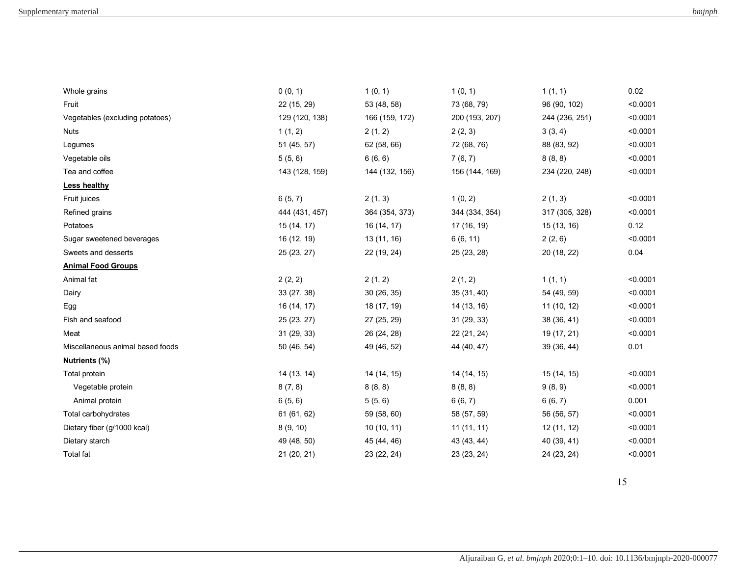| | | | | | |
|---|---|---|---|---|---|
| Whole grains | 0 (0, 1) | 1 (0, 1) | 1 (0, 1) | 1 (1, 1) | 0.02 |
| Fruit | 22 (15, 29) | 53 (48, 58) | 73 (68, 79) | 96 (90, 102) | <0.0001 |
| Vegetables (excluding potatoes) | 129 (120, 138) | 166 (159, 172) | 200 (193, 207) | 244 (236, 251) | <0.0001 |
| Nuts | 1 (1, 2) | 2 (1, 2) | 2 (2, 3) | 3 (3, 4) | <0.0001 |
| Legumes | 51 (45, 57) | 62 (58, 66) | 72 (68, 76) | 88 (83, 92) | <0.0001 |
| Vegetable oils | 5 (5, 6) | 6 (6, 6) | 7 (6, 7) | 8 (8, 8) | <0.0001 |
| Tea and coffee | 143 (128, 159) | 144 (132, 156) | 156 (144, 169) | 234 (220, 248) | <0.0001 |
| **Less healthy** | | | | | |
| Fruit juices | 6 (5, 7) | 2 (1, 3) | 1 (0, 2) | 2 (1, 3) | <0.0001 |
| Refined grains | 444 (431, 457) | 364 (354, 373) | 344 (334, 354) | 317 (305, 328) | <0.0001 |
| Potatoes | 15 (14, 17) | 16 (14, 17) | 17 (16, 19) | 15 (13, 16) | 0.12 |
| Sugar sweetened beverages | 16 (12, 19) | 13 (11, 16) | 6 (6, 11) | 2 (2, 6) | <0.0001 |
| Sweets and desserts | 25 (23, 27) | 22 (19, 24) | 25 (23, 28) | 20 (18, 22) | 0.04 |
| **Animal Food Groups** | | | | | |
| Animal fat | 2 (2, 2) | 2 (1, 2) | 2 (1, 2) | 1 (1, 1) | <0.0001 |
| Dairy | 33 (27, 38) | 30 (26, 35) | 35 (31, 40) | 54 (49, 59) | <0.0001 |
| Egg | 16 (14, 17) | 18 (17, 19) | 14 (13, 16) | 11 (10, 12) | <0.0001 |
| Fish and seafood | 25 (23, 27) | 27 (25, 29) | 31 (29, 33) | 38 (36, 41) | <0.0001 |
| Meat | 31 (29, 33) | 26 (24, 28) | 22 (21, 24) | 19 (17, 21) | <0.0001 |
| Miscellaneous animal based foods | 50 (46, 54) | 49 (46, 52) | 44 (40, 47) | 39 (36, 44) | 0.01 |
| **Nutrients (%)** | | | | | |
| Total protein | 14 (13, 14) | 14 (14, 15) | 14 (14, 15) | 15 (14, 15) | <0.0001 |
| Vegetable protein | 8 (7, 8) | 8 (8, 8) | 8 (8, 8) | 9 (8, 9) | <0.0001 |
| Animal protein | 6 (5, 6) | 5 (5, 6) | 6 (6, 7) | 6 (6, 7) | 0.001 |
| Total carbohydrates | 61 (61, 62) | 59 (58, 60) | 58 (57, 59) | 56 (56, 57) | <0.0001 |
| Dietary fiber (g/1000 kcal) | 8 (9, 10) | 10 (10, 11) | 11 (11, 11) | 12 (11, 12) | <0.0001 |
| Dietary starch | 49 (48, 50) | 45 (44, 46) | 43 (43, 44) | 40 (39, 41) | <0.0001 |
| Total fat | 21 (20, 21) | 23 (22, 24) | 23 (23, 24) | 24 (23, 24) | <0.0001 |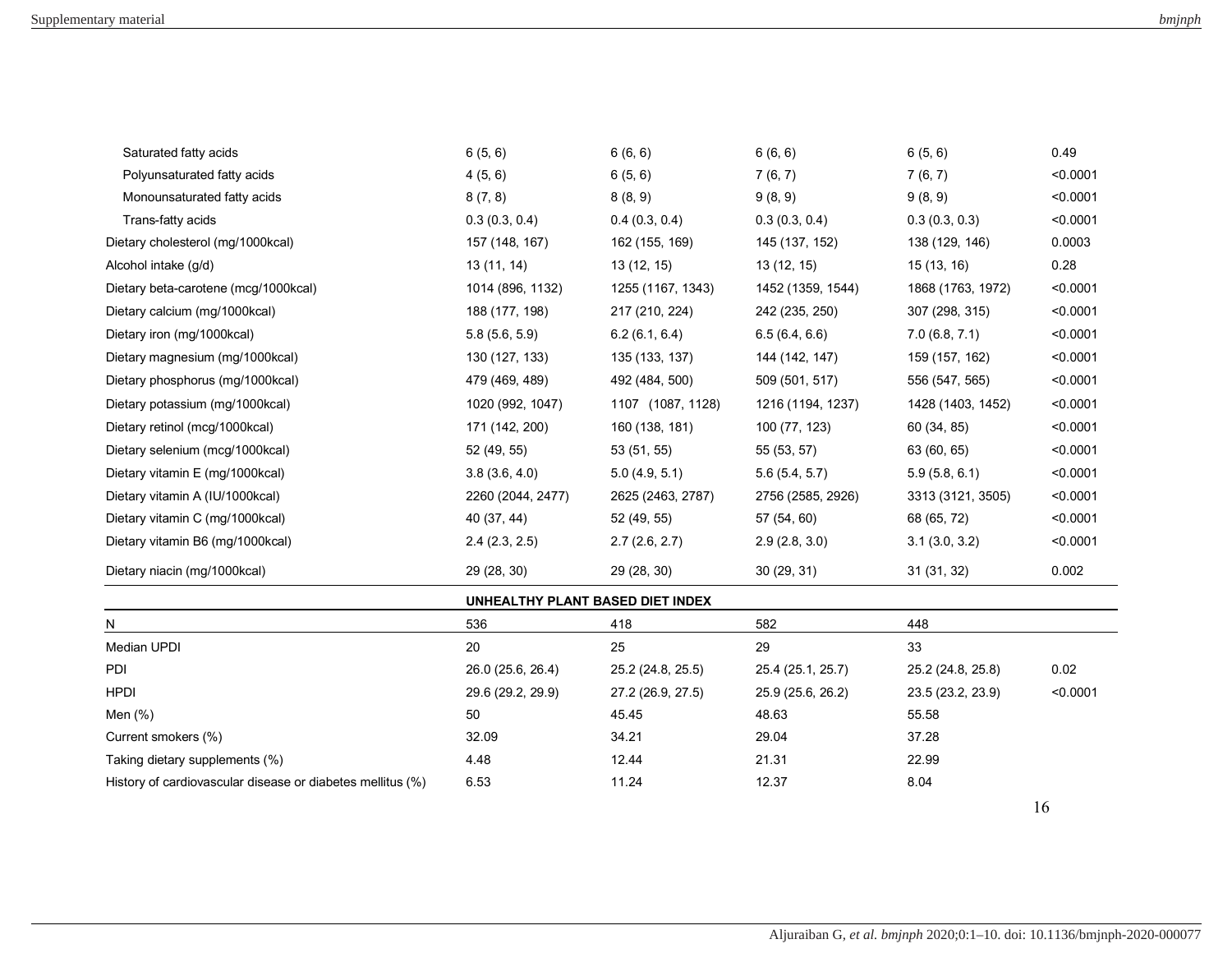| | | | | | |
|---|---|---|---|---|---|
| Saturated fatty acids | 6 (5, 6) | 6 (6, 6) | 6 (6, 6) | 6 (5, 6) | 0.49 |
| Polyunsaturated fatty acids | 4 (5, 6) | 6 (5, 6) | 7 (6, 7) | 7 (6, 7) | <0.0001 |
| Monounsaturated fatty acids | 8 (7, 8) | 8 (8, 9) | 9 (8, 9) | 9 (8, 9) | <0.0001 |
| Trans-fatty acids | 0.3 (0.3, 0.4) | 0.4 (0.3, 0.4) | 0.3 (0.3, 0.4) | 0.3 (0.3, 0.3) | <0.0001 |
| Dietary cholesterol (mg/1000kcal) | 157 (148, 167) | 162 (155, 169) | 145 (137, 152) | 138 (129, 146) | 0.0003 |
| Alcohol intake (g/d) | 13 (11, 14) | 13 (12, 15) | 13 (12, 15) | 15 (13, 16) | 0.28 |
| Dietary beta-carotene (mcg/1000kcal) | 1014 (896, 1132) | 1255 (1167, 1343) | 1452 (1359, 1544) | 1868 (1763, 1972) | <0.0001 |
| Dietary calcium (mg/1000kcal) | 188 (177, 198) | 217 (210, 224) | 242 (235, 250) | 307 (298, 315) | <0.0001 |
| Dietary iron (mg/1000kcal) | 5.8 (5.6, 5.9) | 6.2 (6.1, 6.4) | 6.5 (6.4, 6.6) | 7.0 (6.8, 7.1) | <0.0001 |
| Dietary magnesium (mg/1000kcal) | 130 (127, 133) | 135 (133, 137) | 144 (142, 147) | 159 (157, 162) | <0.0001 |
| Dietary phosphorus (mg/1000kcal) | 479 (469, 489) | 492 (484, 500) | 509 (501, 517) | 556 (547, 565) | <0.0001 |
| Dietary potassium (mg/1000kcal) | 1020 (992, 1047) | 1107 (1087, 1128) | 1216 (1194, 1237) | 1428 (1403, 1452) | <0.0001 |
| Dietary retinol (mcg/1000kcal) | 171 (142, 200) | 160 (138, 181) | 100 (77, 123) | 60 (34, 85) | <0.0001 |
| Dietary selenium (mcg/1000kcal) | 52 (49, 55) | 53 (51, 55) | 55 (53, 57) | 63 (60, 65) | <0.0001 |
| Dietary vitamin E (mg/1000kcal) | 3.8 (3.6, 4.0) | 5.0 (4.9, 5.1) | 5.6 (5.4, 5.7) | 5.9 (5.8, 6.1) | <0.0001 |
| Dietary vitamin A (IU/1000kcal) | 2260 (2044, 2477) | 2625 (2463, 2787) | 2756 (2585, 2926) | 3313 (3121, 3505) | <0.0001 |
| Dietary vitamin C (mg/1000kcal) | 40 (37, 44) | 52 (49, 55) | 57 (54, 60) | 68 (65, 72) | <0.0001 |
| Dietary vitamin B6 (mg/1000kcal) | 2.4 (2.3, 2.5) | 2.7 (2.6, 2.7) | 2.9 (2.8, 3.0) | 3.1 (3.0, 3.2) | <0.0001 |
| Dietary niacin (mg/1000kcal) | 29 (28, 30) | 29 (28, 30) | 30 (29, 31) | 31 (31, 32) | 0.002 |
| | **UNHEALTHY PLANT BASED DIET INDEX** | | | | |
| N | 536 | 418 | 582 | 448 | |
| Median UPDI | 20 | 25 | 29 | 33 | |
| PDI | 26.0 (25.6, 26.4) | 25.2 (24.8, 25.5) | 25.4 (25.1, 25.7) | 25.2 (24.8, 25.8) | 0.02 |
| HPDI | 29.6 (29.2, 29.9) | 27.2 (26.9, 27.5) | 25.9 (25.6, 26.2) | 23.5 (23.2, 23.9) | <0.0001 |
| Men (%) | 50 | 45.45 | 48.63 | 55.58 | |
| Current smokers (%) | 32.09 | 34.21 | 29.04 | 37.28 | |
| Taking dietary supplements (%) | 4.48 | 12.44 | 21.31 | 22.99 | |
| History of cardiovascular disease or diabetes mellitus (%) | 6.53 | 11.24 | 12.37 | 8.04 | |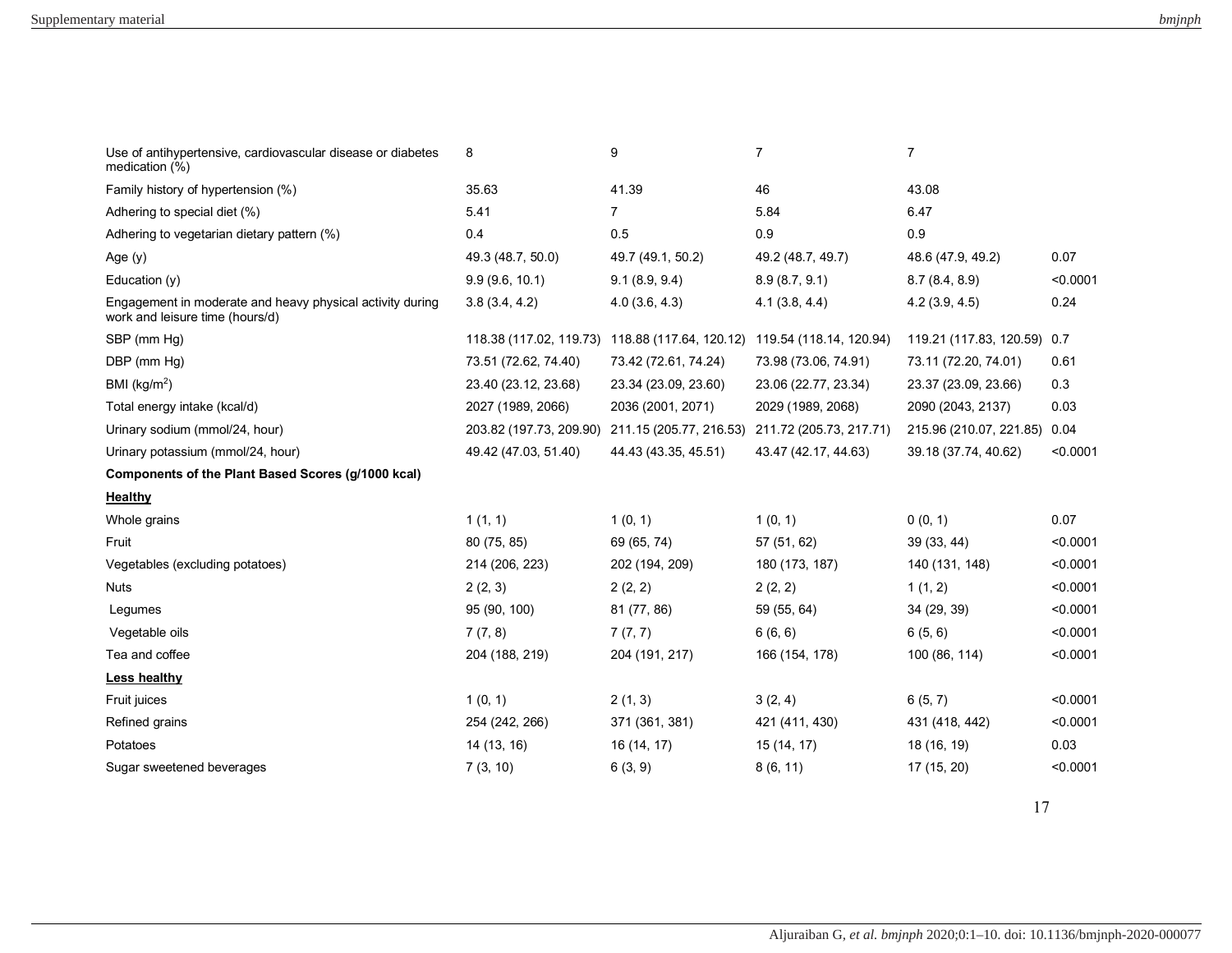| | | | | | |
|---|---|---|---|---|---|
| Use of antihypertensive, cardiovascular disease or diabetes medication (%) | 8 | 9 | 7 | 7 | |
| Family history of hypertension (%) | 35.63 | 41.39 | 46 | 43.08 | |
| Adhering to special diet (%) | 5.41 | 7 | 5.84 | 6.47 | |
| Adhering to vegetarian dietary pattern (%) | 0.4 | 0.5 | 0.9 | 0.9 | |
| Age (y) | 49.3 (48.7, 50.0) | 49.7 (49.1, 50.2) | 49.2 (48.7, 49.7) | 48.6 (47.9, 49.2) | 0.07 |
| Education (y) | 9.9 (9.6, 10.1) | 9.1 (8.9, 9.4) | 8.9 (8.7, 9.1) | 8.7 (8.4, 8.9) | <0.0001 |
| Engagement in moderate and heavy physical activity during work and leisure time (hours/d) | 3.8 (3.4, 4.2) | 4.0 (3.6, 4.3) | 4.1 (3.8, 4.4) | 4.2 (3.9, 4.5) | 0.24 |
| SBP (mm Hg) | 118.38 (117.02, 119.73) | 118.88 (117.64, 120.12) | 119.54 (118.14, 120.94) | 119.21 (117.83, 120.59) | 0.7 |
| DBP (mm Hg) | 73.51 (72.62, 74.40) | 73.42 (72.61, 74.24) | 73.98 (73.06, 74.91) | 73.11 (72.20, 74.01) | 0.61 |
| BMI (kg/m$^2$) | 23.40 (23.12, 23.68) | 23.34 (23.09, 23.60) | 23.06 (22.77, 23.34) | 23.37 (23.09, 23.66) | 0.3 |
| Total energy intake (kcal/d) | 2027 (1989, 2066) | 2036 (2001, 2071) | 2029 (1989, 2068) | 2090 (2043, 2137) | 0.03 |
| Urinary sodium (mmol/24, hour) | 203.82 (197.73, 209.90) | 211.15 (205.77, 216.53) | 211.72 (205.73, 217.71) | 215.96 (210.07, 221.85) | 0.04 |
| Urinary potassium (mmol/24, hour) | 49.42 (47.03, 51.40) | 44.43 (43.35, 45.51) | 43.47 (42.17, 44.63) | 39.18 (37.74, 40.62) | <0.0001 |
| **Components of the Plant Based Scores (g/1000 kcal)** | | | | | |
| **Healthy** | | | | | |
| Whole grains | 1 (1, 1) | 1 (0, 1) | 1 (0, 1) | 0 (0, 1) | 0.07 |
| Fruit | 80 (75, 85) | 69 (65, 74) | 57 (51, 62) | 39 (33, 44) | <0.0001 |
| Vegetables (excluding potatoes) | 214 (206, 223) | 202 (194, 209) | 180 (173, 187) | 140 (131, 148) | <0.0001 |
| Nuts | 2 (2, 3) | 2 (2, 2) | 2 (2, 2) | 1 (1, 2) | <0.0001 |
| Legumes | 95 (90, 100) | 81 (77, 86) | 59 (55, 64) | 34 (29, 39) | <0.0001 |
| Vegetable oils | 7 (7, 8) | 7 (7, 7) | 6 (6, 6) | 6 (5, 6) | <0.0001 |
| Tea and coffee | 204 (188, 219) | 204 (191, 217) | 166 (154, 178) | 100 (86, 114) | <0.0001 |
| **Less healthy** | | | | | |
| Fruit juices | 1 (0, 1) | 2 (1, 3) | 3 (2, 4) | 6 (5, 7) | <0.0001 |
| Refined grains | 254 (242, 266) | 371 (361, 381) | 421 (411, 430) | 431 (418, 442) | <0.0001 |
| Potatoes | 14 (13, 16) | 16 (14, 17) | 15 (14, 17) | 18 (16, 19) | 0.03 |
| Sugar sweetened beverages | 7 (3, 10) | 6 (3, 9) | 8 (6, 11) | 17 (15, 20) | <0.0001 |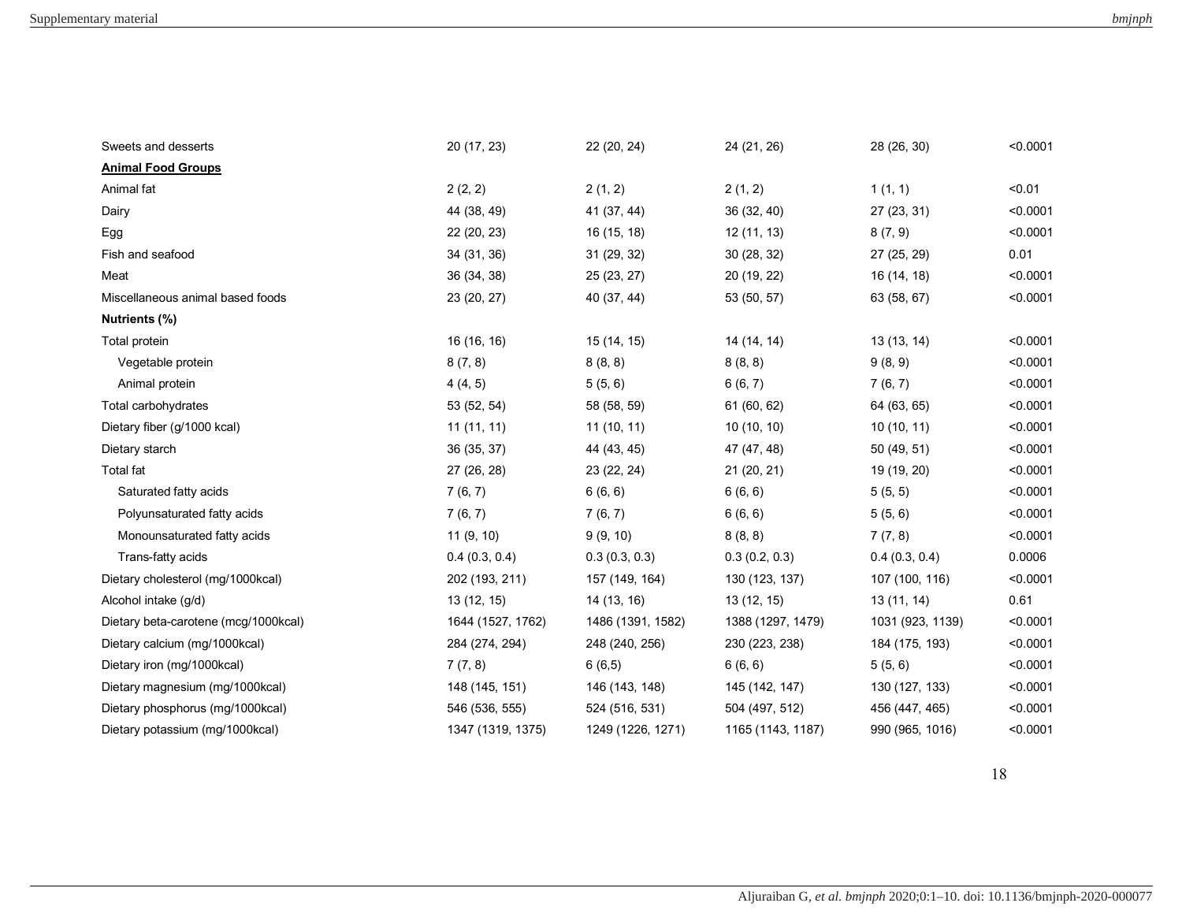| | | | | | |
|---|---|---|---|---|---|
| Sweets and desserts | 20 (17, 23) | 22 (20, 24) | 24 (21, 26) | 28 (26, 30) | <0.0001 |
| **Animal Food Groups** | | | | | |
| Animal fat | 2 (2, 2) | 2 (1, 2) | 2 (1, 2) | 1 (1, 1) | <0.01 |
| Dairy | 44 (38, 49) | 41 (37, 44) | 36 (32, 40) | 27 (23, 31) | <0.0001 |
| Egg | 22 (20, 23) | 16 (15, 18) | 12 (11, 13) | 8 (7, 9) | <0.0001 |
| Fish and seafood | 34 (31, 36) | 31 (29, 32) | 30 (28, 32) | 27 (25, 29) | 0.01 |
| Meat | 36 (34, 38) | 25 (23, 27) | 20 (19, 22) | 16 (14, 18) | <0.0001 |
| Miscellaneous animal based foods | 23 (20, 27) | 40 (37, 44) | 53 (50, 57) | 63 (58, 67) | <0.0001 |
| **Nutrients (%)** | | | | | |
| Total protein | 16 (16, 16) | 15 (14, 15) | 14 (14, 14) | 13 (13, 14) | <0.0001 |
| Vegetable protein | 8 (7, 8) | 8 (8, 8) | 8 (8, 8) | 9 (8, 9) | <0.0001 |
| Animal protein | 4 (4, 5) | 5 (5, 6) | 6 (6, 7) | 7 (6, 7) | <0.0001 |
| Total carbohydrates | 53 (52, 54) | 58 (58, 59) | 61 (60, 62) | 64 (63, 65) | <0.0001 |
| Dietary fiber (g/1000 kcal) | 11 (11, 11) | 11 (10, 11) | 10 (10, 10) | 10 (10, 11) | <0.0001 |
| Dietary starch | 36 (35, 37) | 44 (43, 45) | 47 (47, 48) | 50 (49, 51) | <0.0001 |
| Total fat | 27 (26, 28) | 23 (22, 24) | 21 (20, 21) | 19 (19, 20) | <0.0001 |
| Saturated fatty acids | 7 (6, 7) | 6 (6, 6) | 6 (6, 6) | 5 (5, 5) | <0.0001 |
| Polyunsaturated fatty acids | 7 (6, 7) | 7 (6, 7) | 6 (6, 6) | 5 (5, 6) | <0.0001 |
| Monounsaturated fatty acids | 11 (9, 10) | 9 (9, 10) | 8 (8, 8) | 7 (7, 8) | <0.0001 |
| Trans-fatty acids | 0.4 (0.3, 0.4) | 0.3 (0.3, 0.3) | 0.3 (0.2, 0.3) | 0.4 (0.3, 0.4) | 0.0006 |
| Dietary cholesterol (mg/1000kcal) | 202 (193, 211) | 157 (149, 164) | 130 (123, 137) | 107 (100, 116) | <0.0001 |
| Alcohol intake (g/d) | 13 (12, 15) | 14 (13, 16) | 13 (12, 15) | 13 (11, 14) | 0.61 |
| Dietary beta-carotene (mcg/1000kcal) | 1644 (1527, 1762) | 1486 (1391, 1582) | 1388 (1297, 1479) | 1031 (923, 1139) | <0.0001 |
| Dietary calcium (mg/1000kcal) | 284 (274, 294) | 248 (240, 256) | 230 (223, 238) | 184 (175, 193) | <0.0001 |
| Dietary iron (mg/1000kcal) | 7 (7, 8) | 6 (6,5) | 6 (6, 6) | 5 (5, 6) | <0.0001 |
| Dietary magnesium (mg/1000kcal) | 148 (145, 151) | 146 (143, 148) | 145 (142, 147) | 130 (127, 133) | <0.0001 |
| Dietary phosphorus (mg/1000kcal) | 546 (536, 555) | 524 (516, 531) | 504 (497, 512) | 456 (447, 465) | <0.0001 |
| Dietary potassium (mg/1000kcal) | 1347 (1319, 1375) | 1249 (1226, 1271) | 1165 (1143, 1187) | 990 (965, 1016) | <0.0001 |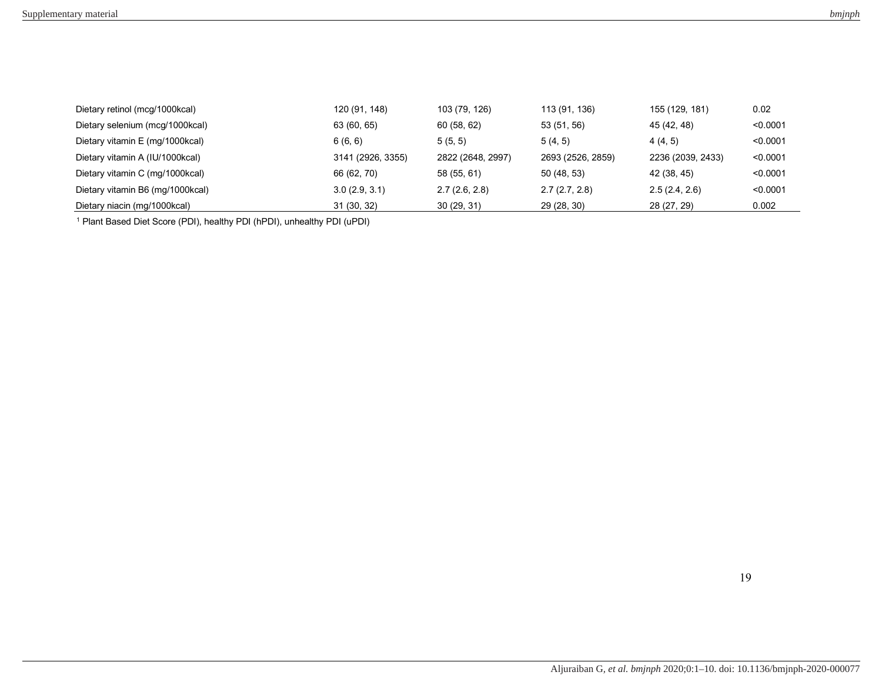| | | | | | |
|---|---|---|---|---|---|
| Dietary retinol (mcg/1000kcal) | 120 (91, 148) | 103 (79, 126) | 113 (91, 136) | 155 (129, 181) | 0.02 |
| Dietary selenium (mcg/1000kcal) | 63 (60, 65) | 60 (58, 62) | 53 (51, 56) | 45 (42, 48) | <0.0001 |
| Dietary vitamin E (mg/1000kcal) | 6 (6, 6) | 5 (5, 5) | 5 (4, 5) | 4 (4, 5) | <0.0001 |
| Dietary vitamin A (IU/1000kcal) | 3141 (2926, 3355) | 2822 (2648, 2997) | 2693 (2526, 2859) | 2236 (2039, 2433) | <0.0001 |
| Dietary vitamin C (mg/1000kcal) | 66 (62, 70) | 58 (55, 61) | 50 (48, 53) | 42 (38, 45) | <0.0001 |
| Dietary vitamin B6 (mg/1000kcal) | 3.0 (2.9, 3.1) | 2.7 (2.6, 2.8) | 2.7 (2.7, 2.8) | 2.5 (2.4, 2.6) | <0.0001 |
| Dietary niacin (mg/1000kcal) | 31 (30, 32) | 30 (29, 31) | 29 (28, 30) | 28 (27, 29) | 0.002 |

[1] Plant Based Diet Score (PDI), healthy PDI (hPDI), unhealthy PDI (uPDI)